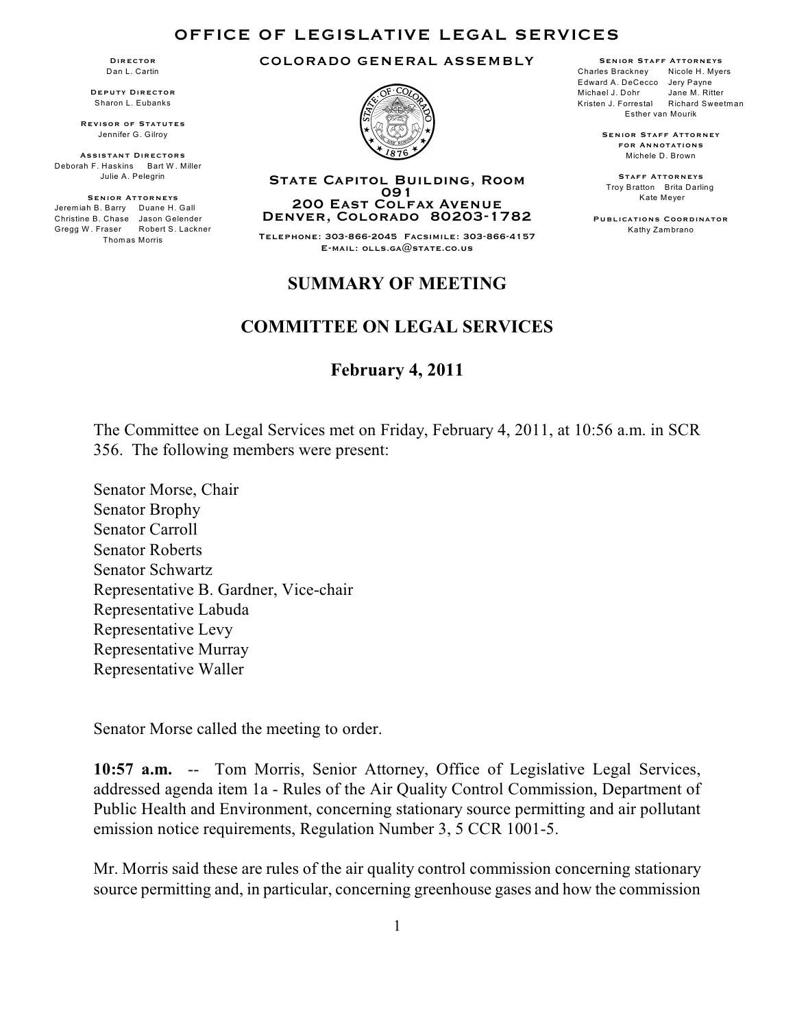# OFFICE OF LEGISLATIVE LEGAL SERVICES

COLORADO GENERAL ASSEMBLY

**Director**
Dan L. Cartin

**Deputy Director**
Sharon L. Eubanks

**Revisor of Statutes**
Jennifer G. Gilroy

**Assistant Directors**
Deborah F. Haskins Bart W. Miller
Julie A. Pelegrin

**Senior Attorneys**
Jeremiah B. Barry Duane H. Gall
Christine B. Chase Jason Gelender
Gregg W. Fraser Robert S. Lackner
Thomas Morris

State Capitol Building, Room 091
200 East Colfax Avenue
Denver, Colorado 80203-1782

Telephone: 303-866-2045 Facsimile: 303-866-4157
E-mail: olls.ga@state.co.us

**Senior Staff Attorneys**
Charles Brackney Nicole H. Myers
Edward A. DeCecco Jery Payne
Michael J. Dohr Jane M. Ritter
Kristen J. Forrestal Richard Sweetman
Esther van Mourik

**Senior Staff Attorney for Annotations**
Michele D. Brown

**Staff Attorneys**
Troy Bratton Brita Darling
Kate Meyer

**Publications Coordinator**
Kathy Zambrano

## SUMMARY OF MEETING

## COMMITTEE ON LEGAL SERVICES

## February 4, 2011

The Committee on Legal Services met on Friday, February 4, 2011, at 10:56 a.m. in SCR 356. The following members were present:

Senator Morse, Chair
Senator Brophy
Senator Carroll
Senator Roberts
Senator Schwartz
Representative B. Gardner, Vice-chair
Representative Labuda
Representative Levy
Representative Murray
Representative Waller

Senator Morse called the meeting to order.

**10:57 a.m.** -- Tom Morris, Senior Attorney, Office of Legislative Legal Services, addressed agenda item 1a - Rules of the Air Quality Control Commission, Department of Public Health and Environment, concerning stationary source permitting and air pollutant emission notice requirements, Regulation Number 3, 5 CCR 1001-5.

Mr. Morris said these are rules of the air quality control commission concerning stationary source permitting and, in particular, concerning greenhouse gases and how the commission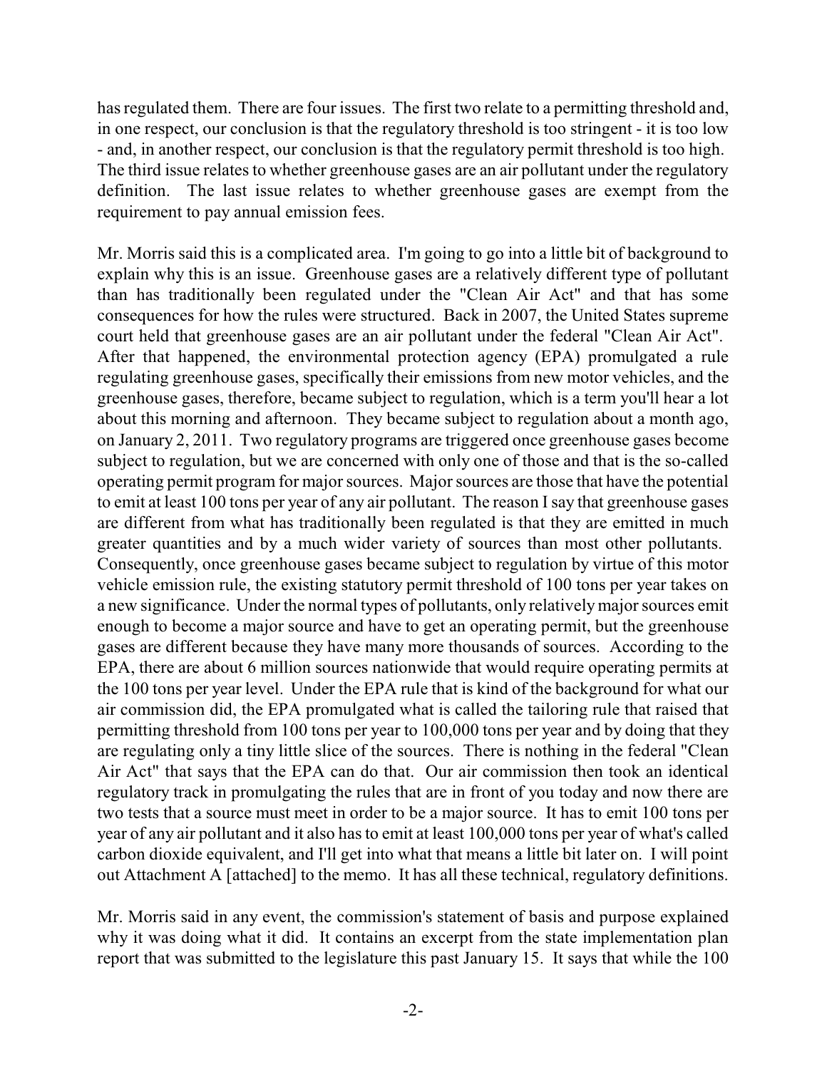has regulated them. There are four issues. The first two relate to a permitting threshold and, in one respect, our conclusion is that the regulatory threshold is too stringent - it is too low - and, in another respect, our conclusion is that the regulatory permit threshold is too high. The third issue relates to whether greenhouse gases are an air pollutant under the regulatory definition. The last issue relates to whether greenhouse gases are exempt from the requirement to pay annual emission fees.

Mr. Morris said this is a complicated area. I'm going to go into a little bit of background to explain why this is an issue. Greenhouse gases are a relatively different type of pollutant than has traditionally been regulated under the "Clean Air Act" and that has some consequences for how the rules were structured. Back in 2007, the United States supreme court held that greenhouse gases are an air pollutant under the federal "Clean Air Act". After that happened, the environmental protection agency (EPA) promulgated a rule regulating greenhouse gases, specifically their emissions from new motor vehicles, and the greenhouse gases, therefore, became subject to regulation, which is a term you'll hear a lot about this morning and afternoon. They became subject to regulation about a month ago, on January 2, 2011. Two regulatory programs are triggered once greenhouse gases become subject to regulation, but we are concerned with only one of those and that is the so-called operating permit program for major sources. Major sources are those that have the potential to emit at least 100 tons per year of any air pollutant. The reason I say that greenhouse gases are different from what has traditionally been regulated is that they are emitted in much greater quantities and by a much wider variety of sources than most other pollutants. Consequently, once greenhouse gases became subject to regulation by virtue of this motor vehicle emission rule, the existing statutory permit threshold of 100 tons per year takes on a new significance. Under the normal types of pollutants, only relatively major sources emit enough to become a major source and have to get an operating permit, but the greenhouse gases are different because they have many more thousands of sources. According to the EPA, there are about 6 million sources nationwide that would require operating permits at the 100 tons per year level. Under the EPA rule that is kind of the background for what our air commission did, the EPA promulgated what is called the tailoring rule that raised that permitting threshold from 100 tons per year to 100,000 tons per year and by doing that they are regulating only a tiny little slice of the sources. There is nothing in the federal "Clean Air Act" that says that the EPA can do that. Our air commission then took an identical regulatory track in promulgating the rules that are in front of you today and now there are two tests that a source must meet in order to be a major source. It has to emit 100 tons per year of any air pollutant and it also has to emit at least 100,000 tons per year of what's called carbon dioxide equivalent, and I'll get into what that means a little bit later on. I will point out Attachment A [attached] to the memo. It has all these technical, regulatory definitions.

Mr. Morris said in any event, the commission's statement of basis and purpose explained why it was doing what it did. It contains an excerpt from the state implementation plan report that was submitted to the legislature this past January 15. It says that while the 100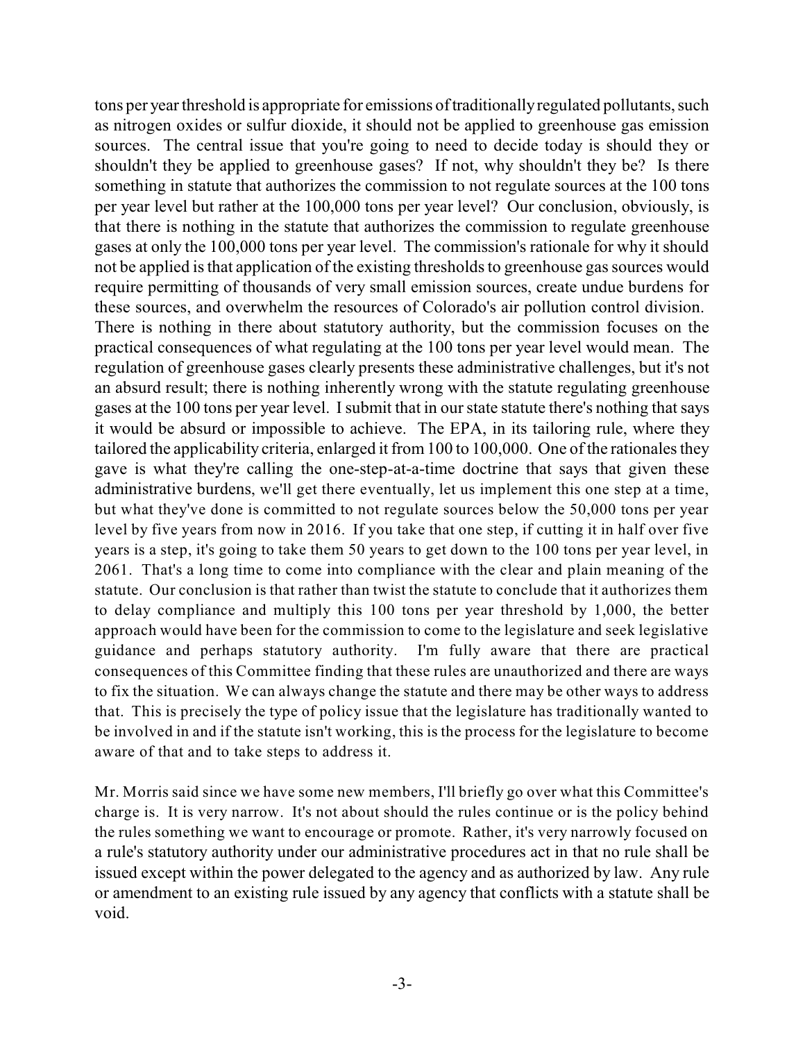tons per year threshold is appropriate for emissions of traditionally regulated pollutants, such as nitrogen oxides or sulfur dioxide, it should not be applied to greenhouse gas emission sources. The central issue that you're going to need to decide today is should they or shouldn't they be applied to greenhouse gases? If not, why shouldn't they be? Is there something in statute that authorizes the commission to not regulate sources at the 100 tons per year level but rather at the 100,000 tons per year level? Our conclusion, obviously, is that there is nothing in the statute that authorizes the commission to regulate greenhouse gases at only the 100,000 tons per year level. The commission's rationale for why it should not be applied is that application of the existing thresholds to greenhouse gas sources would require permitting of thousands of very small emission sources, create undue burdens for these sources, and overwhelm the resources of Colorado's air pollution control division. There is nothing in there about statutory authority, but the commission focuses on the practical consequences of what regulating at the 100 tons per year level would mean. The regulation of greenhouse gases clearly presents these administrative challenges, but it's not an absurd result; there is nothing inherently wrong with the statute regulating greenhouse gases at the 100 tons per year level. I submit that in our state statute there's nothing that says it would be absurd or impossible to achieve. The EPA, in its tailoring rule, where they tailored the applicability criteria, enlarged it from 100 to 100,000. One of the rationales they gave is what they're calling the one-step-at-a-time doctrine that says that given these administrative burdens, we'll get there eventually, let us implement this one step at a time, but what they've done is committed to not regulate sources below the 50,000 tons per year level by five years from now in 2016. If you take that one step, if cutting it in half over five years is a step, it's going to take them 50 years to get down to the 100 tons per year level, in 2061. That's a long time to come into compliance with the clear and plain meaning of the statute. Our conclusion is that rather than twist the statute to conclude that it authorizes them to delay compliance and multiply this 100 tons per year threshold by 1,000, the better approach would have been for the commission to come to the legislature and seek legislative guidance and perhaps statutory authority. I'm fully aware that there are practical consequences of this Committee finding that these rules are unauthorized and there are ways to fix the situation. We can always change the statute and there may be other ways to address that. This is precisely the type of policy issue that the legislature has traditionally wanted to be involved in and if the statute isn't working, this is the process for the legislature to become aware of that and to take steps to address it.

Mr. Morris said since we have some new members, I'll briefly go over what this Committee's charge is. It is very narrow. It's not about should the rules continue or is the policy behind the rules something we want to encourage or promote. Rather, it's very narrowly focused on a rule's statutory authority under our administrative procedures act in that no rule shall be issued except within the power delegated to the agency and as authorized by law. Any rule or amendment to an existing rule issued by any agency that conflicts with a statute shall be void.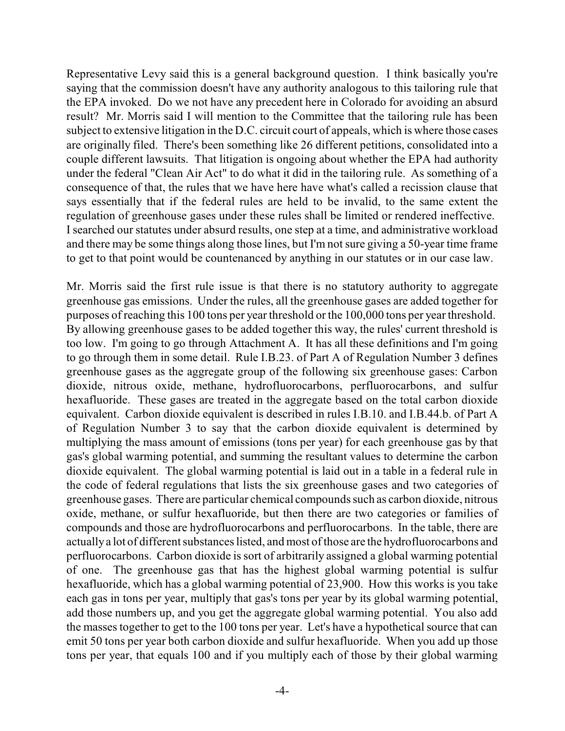Representative Levy said this is a general background question. I think basically you're saying that the commission doesn't have any authority analogous to this tailoring rule that the EPA invoked. Do we not have any precedent here in Colorado for avoiding an absurd result? Mr. Morris said I will mention to the Committee that the tailoring rule has been subject to extensive litigation in the D.C. circuit court of appeals, which is where those cases are originally filed. There's been something like 26 different petitions, consolidated into a couple different lawsuits. That litigation is ongoing about whether the EPA had authority under the federal "Clean Air Act" to do what it did in the tailoring rule. As something of a consequence of that, the rules that we have here have what's called a recission clause that says essentially that if the federal rules are held to be invalid, to the same extent the regulation of greenhouse gases under these rules shall be limited or rendered ineffective. I searched our statutes under absurd results, one step at a time, and administrative workload and there may be some things along those lines, but I'm not sure giving a 50-year time frame to get to that point would be countenanced by anything in our statutes or in our case law.

Mr. Morris said the first rule issue is that there is no statutory authority to aggregate greenhouse gas emissions. Under the rules, all the greenhouse gases are added together for purposes of reaching this 100 tons per year threshold or the 100,000 tons per year threshold. By allowing greenhouse gases to be added together this way, the rules' current threshold is too low. I'm going to go through Attachment A. It has all these definitions and I'm going to go through them in some detail. Rule I.B.23. of Part A of Regulation Number 3 defines greenhouse gases as the aggregate group of the following six greenhouse gases: Carbon dioxide, nitrous oxide, methane, hydrofluorocarbons, perfluorocarbons, and sulfur hexafluoride. These gases are treated in the aggregate based on the total carbon dioxide equivalent. Carbon dioxide equivalent is described in rules I.B.10. and I.B.44.b. of Part A of Regulation Number 3 to say that the carbon dioxide equivalent is determined by multiplying the mass amount of emissions (tons per year) for each greenhouse gas by that gas's global warming potential, and summing the resultant values to determine the carbon dioxide equivalent. The global warming potential is laid out in a table in a federal rule in the code of federal regulations that lists the six greenhouse gases and two categories of greenhouse gases. There are particular chemical compounds such as carbon dioxide, nitrous oxide, methane, or sulfur hexafluoride, but then there are two categories or families of compounds and those are hydrofluorocarbons and perfluorocarbons. In the table, there are actually a lot of different substances listed, and most of those are the hydrofluorocarbons and perfluorocarbons. Carbon dioxide is sort of arbitrarily assigned a global warming potential of one. The greenhouse gas that has the highest global warming potential is sulfur hexafluoride, which has a global warming potential of 23,900. How this works is you take each gas in tons per year, multiply that gas's tons per year by its global warming potential, add those numbers up, and you get the aggregate global warming potential. You also add the masses together to get to the 100 tons per year. Let's have a hypothetical source that can emit 50 tons per year both carbon dioxide and sulfur hexafluoride. When you add up those tons per year, that equals 100 and if you multiply each of those by their global warming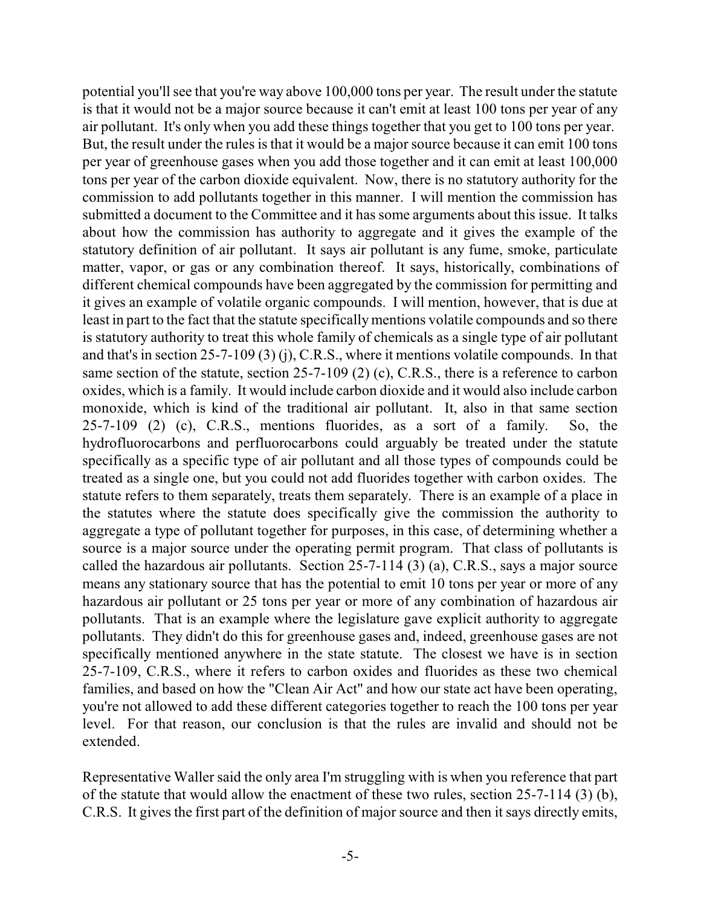potential you'll see that you're way above 100,000 tons per year. The result under the statute is that it would not be a major source because it can't emit at least 100 tons per year of any air pollutant. It's only when you add these things together that you get to 100 tons per year. But, the result under the rules is that it would be a major source because it can emit 100 tons per year of greenhouse gases when you add those together and it can emit at least 100,000 tons per year of the carbon dioxide equivalent. Now, there is no statutory authority for the commission to add pollutants together in this manner. I will mention the commission has submitted a document to the Committee and it has some arguments about this issue. It talks about how the commission has authority to aggregate and it gives the example of the statutory definition of air pollutant. It says air pollutant is any fume, smoke, particulate matter, vapor, or gas or any combination thereof. It says, historically, combinations of different chemical compounds have been aggregated by the commission for permitting and it gives an example of volatile organic compounds. I will mention, however, that is due at least in part to the fact that the statute specifically mentions volatile compounds and so there is statutory authority to treat this whole family of chemicals as a single type of air pollutant and that's in section 25-7-109 (3) (j), C.R.S., where it mentions volatile compounds. In that same section of the statute, section 25-7-109 (2) (c), C.R.S., there is a reference to carbon oxides, which is a family. It would include carbon dioxide and it would also include carbon monoxide, which is kind of the traditional air pollutant. It, also in that same section 25-7-109 (2) (c), C.R.S., mentions fluorides, as a sort of a family. So, the hydrofluorocarbons and perfluorocarbons could arguably be treated under the statute specifically as a specific type of air pollutant and all those types of compounds could be treated as a single one, but you could not add fluorides together with carbon oxides. The statute refers to them separately, treats them separately. There is an example of a place in the statutes where the statute does specifically give the commission the authority to aggregate a type of pollutant together for purposes, in this case, of determining whether a source is a major source under the operating permit program. That class of pollutants is called the hazardous air pollutants. Section 25-7-114 (3) (a), C.R.S., says a major source means any stationary source that has the potential to emit 10 tons per year or more of any hazardous air pollutant or 25 tons per year or more of any combination of hazardous air pollutants. That is an example where the legislature gave explicit authority to aggregate pollutants. They didn't do this for greenhouse gases and, indeed, greenhouse gases are not specifically mentioned anywhere in the state statute. The closest we have is in section 25-7-109, C.R.S., where it refers to carbon oxides and fluorides as these two chemical families, and based on how the "Clean Air Act" and how our state act have been operating, you're not allowed to add these different categories together to reach the 100 tons per year level. For that reason, our conclusion is that the rules are invalid and should not be extended.

Representative Waller said the only area I'm struggling with is when you reference that part of the statute that would allow the enactment of these two rules, section 25-7-114 (3) (b), C.R.S. It gives the first part of the definition of major source and then it says directly emits,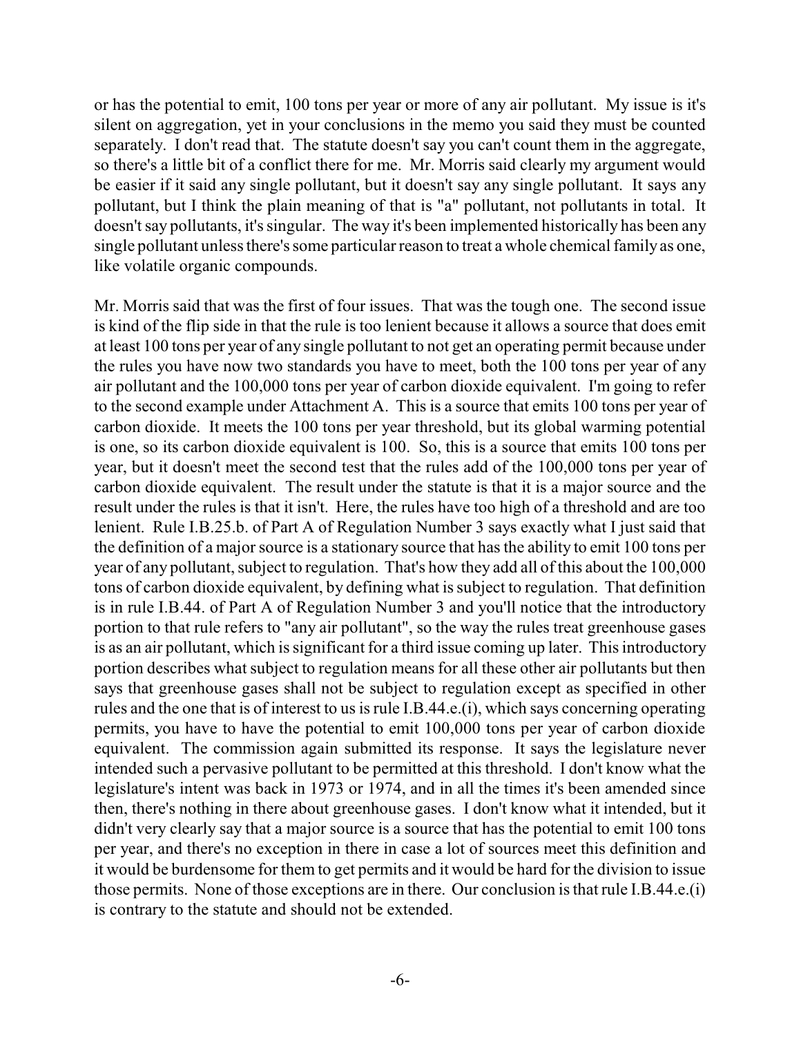or has the potential to emit, 100 tons per year or more of any air pollutant. My issue is it's silent on aggregation, yet in your conclusions in the memo you said they must be counted separately. I don't read that. The statute doesn't say you can't count them in the aggregate, so there's a little bit of a conflict there for me. Mr. Morris said clearly my argument would be easier if it said any single pollutant, but it doesn't say any single pollutant. It says any pollutant, but I think the plain meaning of that is "a" pollutant, not pollutants in total. It doesn't say pollutants, it's singular. The way it's been implemented historically has been any single pollutant unless there's some particular reason to treat a whole chemical family as one, like volatile organic compounds.

Mr. Morris said that was the first of four issues. That was the tough one. The second issue is kind of the flip side in that the rule is too lenient because it allows a source that does emit at least 100 tons per year of any single pollutant to not get an operating permit because under the rules you have now two standards you have to meet, both the 100 tons per year of any air pollutant and the 100,000 tons per year of carbon dioxide equivalent. I'm going to refer to the second example under Attachment A. This is a source that emits 100 tons per year of carbon dioxide. It meets the 100 tons per year threshold, but its global warming potential is one, so its carbon dioxide equivalent is 100. So, this is a source that emits 100 tons per year, but it doesn't meet the second test that the rules add of the 100,000 tons per year of carbon dioxide equivalent. The result under the statute is that it is a major source and the result under the rules is that it isn't. Here, the rules have too high of a threshold and are too lenient. Rule I.B.25.b. of Part A of Regulation Number 3 says exactly what I just said that the definition of a major source is a stationary source that has the ability to emit 100 tons per year of any pollutant, subject to regulation. That's how they add all of this about the 100,000 tons of carbon dioxide equivalent, by defining what is subject to regulation. That definition is in rule I.B.44. of Part A of Regulation Number 3 and you'll notice that the introductory portion to that rule refers to "any air pollutant", so the way the rules treat greenhouse gases is as an air pollutant, which is significant for a third issue coming up later. This introductory portion describes what subject to regulation means for all these other air pollutants but then says that greenhouse gases shall not be subject to regulation except as specified in other rules and the one that is of interest to us is rule I.B.44.e.(i), which says concerning operating permits, you have to have the potential to emit 100,000 tons per year of carbon dioxide equivalent. The commission again submitted its response. It says the legislature never intended such a pervasive pollutant to be permitted at this threshold. I don't know what the legislature's intent was back in 1973 or 1974, and in all the times it's been amended since then, there's nothing in there about greenhouse gases. I don't know what it intended, but it didn't very clearly say that a major source is a source that has the potential to emit 100 tons per year, and there's no exception in there in case a lot of sources meet this definition and it would be burdensome for them to get permits and it would be hard for the division to issue those permits. None of those exceptions are in there. Our conclusion is that rule I.B.44.e.(i) is contrary to the statute and should not be extended.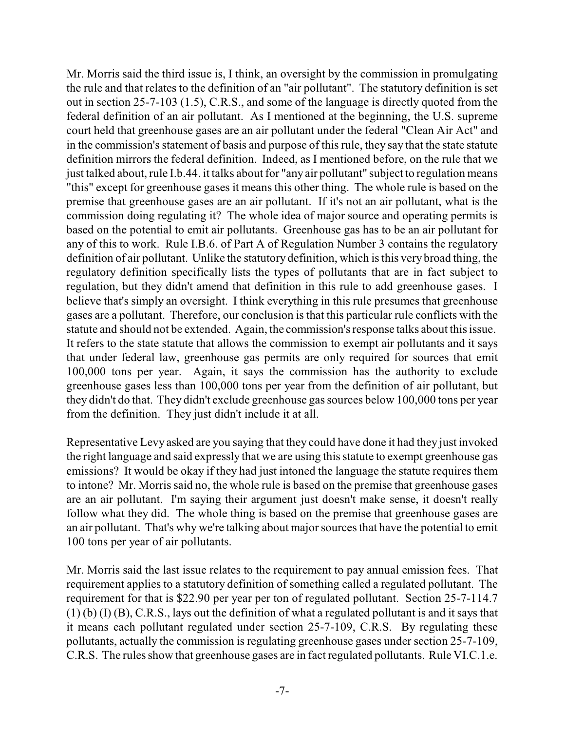Mr. Morris said the third issue is, I think, an oversight by the commission in promulgating the rule and that relates to the definition of an "air pollutant". The statutory definition is set out in section 25-7-103 (1.5), C.R.S., and some of the language is directly quoted from the federal definition of an air pollutant. As I mentioned at the beginning, the U.S. supreme court held that greenhouse gases are an air pollutant under the federal "Clean Air Act" and in the commission's statement of basis and purpose of this rule, they say that the state statute definition mirrors the federal definition. Indeed, as I mentioned before, on the rule that we just talked about, rule I.b.44. it talks about for "any air pollutant" subject to regulation means "this" except for greenhouse gases it means this other thing. The whole rule is based on the premise that greenhouse gases are an air pollutant. If it's not an air pollutant, what is the commission doing regulating it? The whole idea of major source and operating permits is based on the potential to emit air pollutants. Greenhouse gas has to be an air pollutant for any of this to work. Rule I.B.6. of Part A of Regulation Number 3 contains the regulatory definition of air pollutant. Unlike the statutory definition, which is this very broad thing, the regulatory definition specifically lists the types of pollutants that are in fact subject to regulation, but they didn't amend that definition in this rule to add greenhouse gases. I believe that's simply an oversight. I think everything in this rule presumes that greenhouse gases are a pollutant. Therefore, our conclusion is that this particular rule conflicts with the statute and should not be extended. Again, the commission's response talks about this issue. It refers to the state statute that allows the commission to exempt air pollutants and it says that under federal law, greenhouse gas permits are only required for sources that emit 100,000 tons per year. Again, it says the commission has the authority to exclude greenhouse gases less than 100,000 tons per year from the definition of air pollutant, but they didn't do that. They didn't exclude greenhouse gas sources below 100,000 tons per year from the definition. They just didn't include it at all.

Representative Levy asked are you saying that they could have done it had they just invoked the right language and said expressly that we are using this statute to exempt greenhouse gas emissions? It would be okay if they had just intoned the language the statute requires them to intone? Mr. Morris said no, the whole rule is based on the premise that greenhouse gases are an air pollutant. I'm saying their argument just doesn't make sense, it doesn't really follow what they did. The whole thing is based on the premise that greenhouse gases are an air pollutant. That's why we're talking about major sources that have the potential to emit 100 tons per year of air pollutants.

Mr. Morris said the last issue relates to the requirement to pay annual emission fees. That requirement applies to a statutory definition of something called a regulated pollutant. The requirement for that is $22.90 per year per ton of regulated pollutant. Section 25-7-114.7 (1) (b) (I) (B), C.R.S., lays out the definition of what a regulated pollutant is and it says that it means each pollutant regulated under section 25-7-109, C.R.S. By regulating these pollutants, actually the commission is regulating greenhouse gases under section 25-7-109, C.R.S. The rules show that greenhouse gases are in fact regulated pollutants. Rule VI.C.1.e.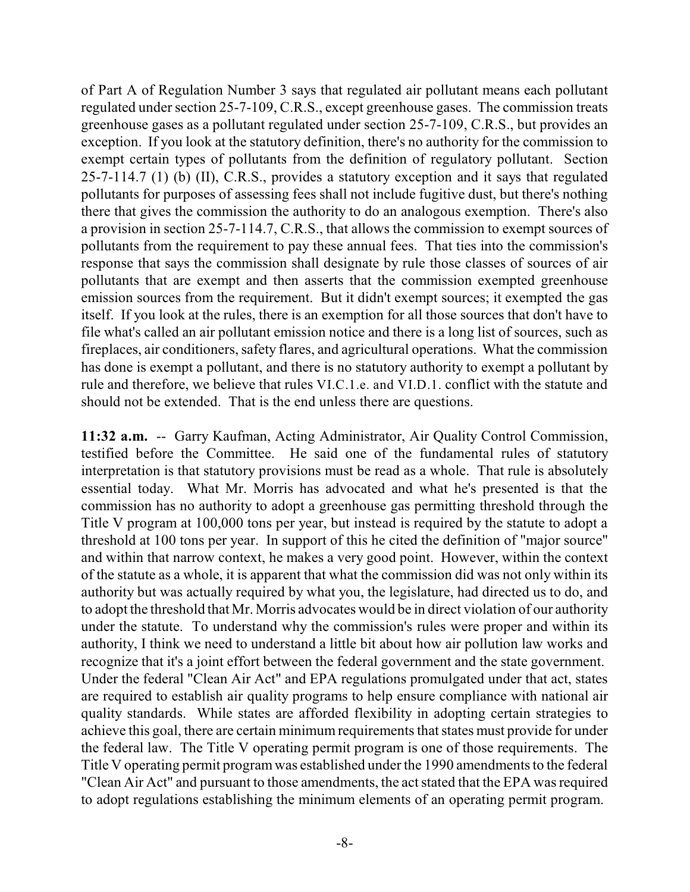of Part A of Regulation Number 3 says that regulated air pollutant means each pollutant regulated under section 25-7-109, C.R.S., except greenhouse gases. The commission treats greenhouse gases as a pollutant regulated under section 25-7-109, C.R.S., but provides an exception. If you look at the statutory definition, there's no authority for the commission to exempt certain types of pollutants from the definition of regulatory pollutant. Section 25-7-114.7 (1) (b) (II), C.R.S., provides a statutory exception and it says that regulated pollutants for purposes of assessing fees shall not include fugitive dust, but there's nothing there that gives the commission the authority to do an analogous exemption. There's also a provision in section 25-7-114.7, C.R.S., that allows the commission to exempt sources of pollutants from the requirement to pay these annual fees. That ties into the commission's response that says the commission shall designate by rule those classes of sources of air pollutants that are exempt and then asserts that the commission exempted greenhouse emission sources from the requirement. But it didn't exempt sources; it exempted the gas itself. If you look at the rules, there is an exemption for all those sources that don't have to file what's called an air pollutant emission notice and there is a long list of sources, such as fireplaces, air conditioners, safety flares, and agricultural operations. What the commission has done is exempt a pollutant, and there is no statutory authority to exempt a pollutant by rule and therefore, we believe that rules VI.C.1.e. and VI.D.1. conflict with the statute and should not be extended. That is the end unless there are questions.

**11:32 a.m.** -- Garry Kaufman, Acting Administrator, Air Quality Control Commission, testified before the Committee. He said one of the fundamental rules of statutory interpretation is that statutory provisions must be read as a whole. That rule is absolutely essential today. What Mr. Morris has advocated and what he's presented is that the commission has no authority to adopt a greenhouse gas permitting threshold through the Title V program at 100,000 tons per year, but instead is required by the statute to adopt a threshold at 100 tons per year. In support of this he cited the definition of "major source" and within that narrow context, he makes a very good point. However, within the context of the statute as a whole, it is apparent that what the commission did was not only within its authority but was actually required by what you, the legislature, had directed us to do, and to adopt the threshold that Mr. Morris advocates would be in direct violation of our authority under the statute. To understand why the commission's rules were proper and within its authority, I think we need to understand a little bit about how air pollution law works and recognize that it's a joint effort between the federal government and the state government. Under the federal "Clean Air Act" and EPA regulations promulgated under that act, states are required to establish air quality programs to help ensure compliance with national air quality standards. While states are afforded flexibility in adopting certain strategies to achieve this goal, there are certain minimum requirements that states must provide for under the federal law. The Title V operating permit program is one of those requirements. The Title V operating permit program was established under the 1990 amendments to the federal "Clean Air Act" and pursuant to those amendments, the act stated that the EPA was required to adopt regulations establishing the minimum elements of an operating permit program.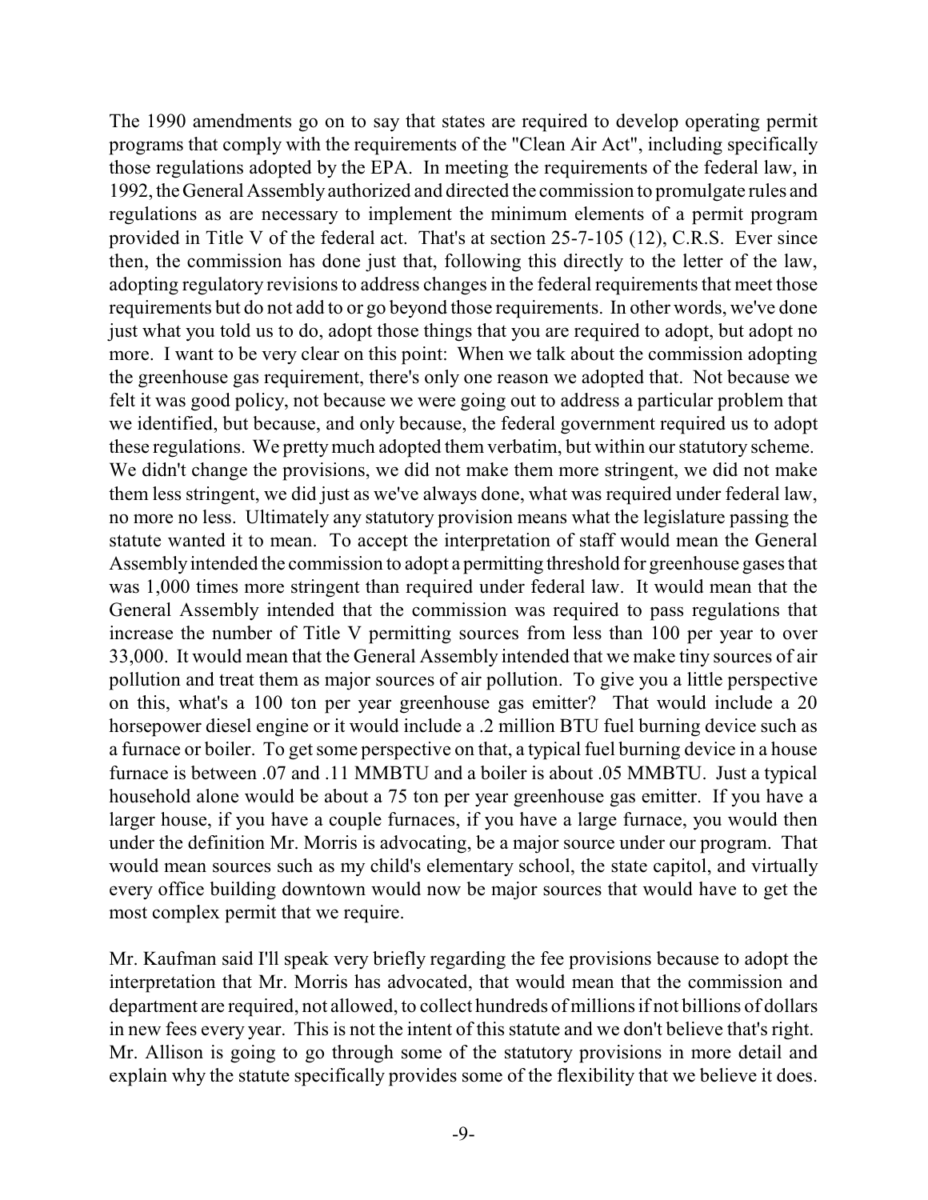The 1990 amendments go on to say that states are required to develop operating permit programs that comply with the requirements of the "Clean Air Act", including specifically those regulations adopted by the EPA. In meeting the requirements of the federal law, in 1992, the General Assembly authorized and directed the commission to promulgate rules and regulations as are necessary to implement the minimum elements of a permit program provided in Title V of the federal act. That's at section 25-7-105 (12), C.R.S. Ever since then, the commission has done just that, following this directly to the letter of the law, adopting regulatory revisions to address changes in the federal requirements that meet those requirements but do not add to or go beyond those requirements. In other words, we've done just what you told us to do, adopt those things that you are required to adopt, but adopt no more. I want to be very clear on this point: When we talk about the commission adopting the greenhouse gas requirement, there's only one reason we adopted that. Not because we felt it was good policy, not because we were going out to address a particular problem that we identified, but because, and only because, the federal government required us to adopt these regulations. We pretty much adopted them verbatim, but within our statutory scheme. We didn't change the provisions, we did not make them more stringent, we did not make them less stringent, we did just as we've always done, what was required under federal law, no more no less. Ultimately any statutory provision means what the legislature passing the statute wanted it to mean. To accept the interpretation of staff would mean the General Assembly intended the commission to adopt a permitting threshold for greenhouse gases that was 1,000 times more stringent than required under federal law. It would mean that the General Assembly intended that the commission was required to pass regulations that increase the number of Title V permitting sources from less than 100 per year to over 33,000. It would mean that the General Assembly intended that we make tiny sources of air pollution and treat them as major sources of air pollution. To give you a little perspective on this, what's a 100 ton per year greenhouse gas emitter? That would include a 20 horsepower diesel engine or it would include a .2 million BTU fuel burning device such as a furnace or boiler. To get some perspective on that, a typical fuel burning device in a house furnace is between .07 and .11 MMBTU and a boiler is about .05 MMBTU. Just a typical household alone would be about a 75 ton per year greenhouse gas emitter. If you have a larger house, if you have a couple furnaces, if you have a large furnace, you would then under the definition Mr. Morris is advocating, be a major source under our program. That would mean sources such as my child's elementary school, the state capitol, and virtually every office building downtown would now be major sources that would have to get the most complex permit that we require.

Mr. Kaufman said I'll speak very briefly regarding the fee provisions because to adopt the interpretation that Mr. Morris has advocated, that would mean that the commission and department are required, not allowed, to collect hundreds of millions if not billions of dollars in new fees every year. This is not the intent of this statute and we don't believe that's right. Mr. Allison is going to go through some of the statutory provisions in more detail and explain why the statute specifically provides some of the flexibility that we believe it does.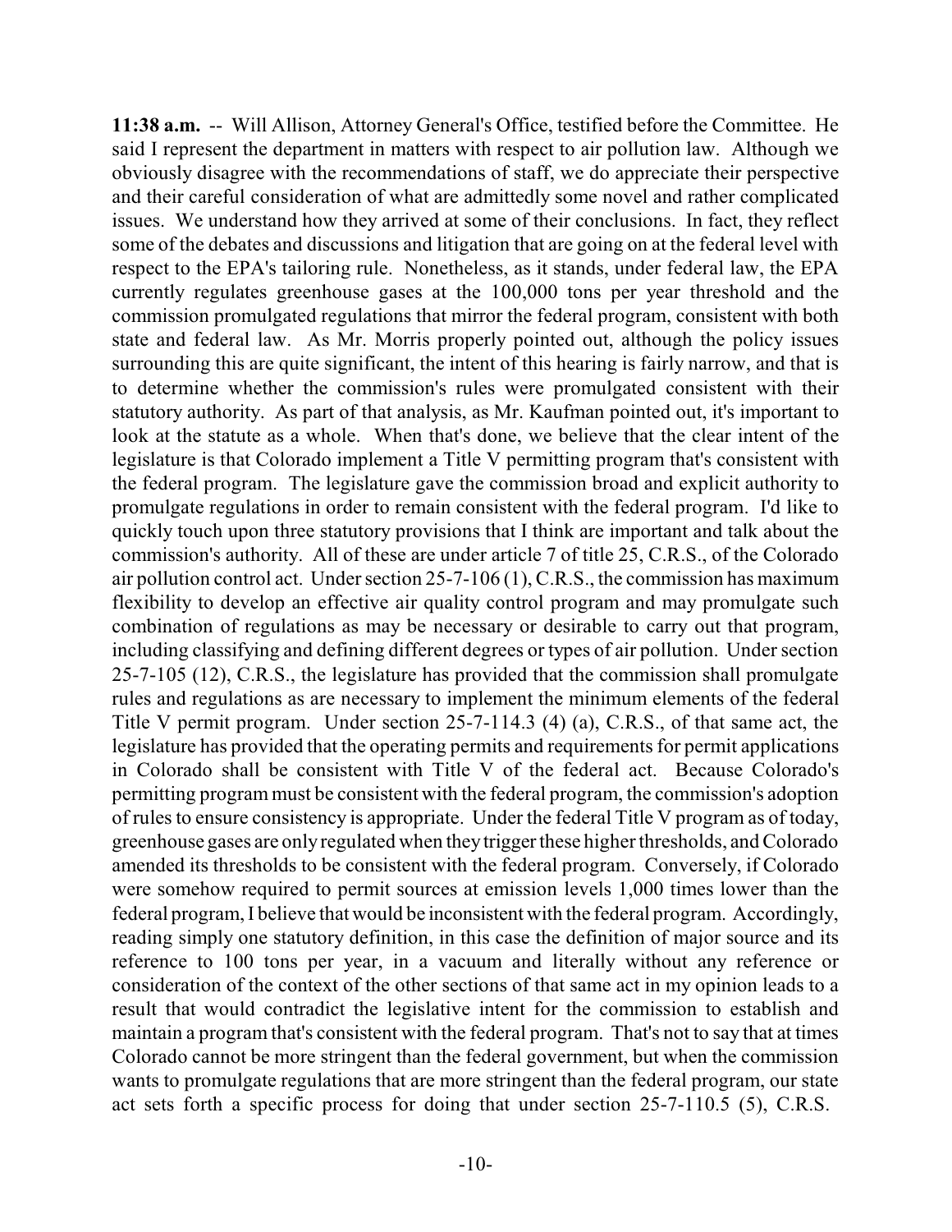**11:38 a.m.** -- Will Allison, Attorney General's Office, testified before the Committee. He said I represent the department in matters with respect to air pollution law. Although we obviously disagree with the recommendations of staff, we do appreciate their perspective and their careful consideration of what are admittedly some novel and rather complicated issues. We understand how they arrived at some of their conclusions. In fact, they reflect some of the debates and discussions and litigation that are going on at the federal level with respect to the EPA's tailoring rule. Nonetheless, as it stands, under federal law, the EPA currently regulates greenhouse gases at the 100,000 tons per year threshold and the commission promulgated regulations that mirror the federal program, consistent with both state and federal law. As Mr. Morris properly pointed out, although the policy issues surrounding this are quite significant, the intent of this hearing is fairly narrow, and that is to determine whether the commission's rules were promulgated consistent with their statutory authority. As part of that analysis, as Mr. Kaufman pointed out, it's important to look at the statute as a whole. When that's done, we believe that the clear intent of the legislature is that Colorado implement a Title V permitting program that's consistent with the federal program. The legislature gave the commission broad and explicit authority to promulgate regulations in order to remain consistent with the federal program. I'd like to quickly touch upon three statutory provisions that I think are important and talk about the commission's authority. All of these are under article 7 of title 25, C.R.S., of the Colorado air pollution control act. Under section 25-7-106 (1), C.R.S., the commission has maximum flexibility to develop an effective air quality control program and may promulgate such combination of regulations as may be necessary or desirable to carry out that program, including classifying and defining different degrees or types of air pollution. Under section 25-7-105 (12), C.R.S., the legislature has provided that the commission shall promulgate rules and regulations as are necessary to implement the minimum elements of the federal Title V permit program. Under section 25-7-114.3 (4) (a), C.R.S., of that same act, the legislature has provided that the operating permits and requirements for permit applications in Colorado shall be consistent with Title V of the federal act. Because Colorado's permitting program must be consistent with the federal program, the commission's adoption of rules to ensure consistency is appropriate. Under the federal Title V program as of today, greenhouse gases are only regulated when they trigger these higher thresholds, and Colorado amended its thresholds to be consistent with the federal program. Conversely, if Colorado were somehow required to permit sources at emission levels 1,000 times lower than the federal program, I believe that would be inconsistent with the federal program. Accordingly, reading simply one statutory definition, in this case the definition of major source and its reference to 100 tons per year, in a vacuum and literally without any reference or consideration of the context of the other sections of that same act in my opinion leads to a result that would contradict the legislative intent for the commission to establish and maintain a program that's consistent with the federal program. That's not to say that at times Colorado cannot be more stringent than the federal government, but when the commission wants to promulgate regulations that are more stringent than the federal program, our state act sets forth a specific process for doing that under section 25-7-110.5 (5), C.R.S.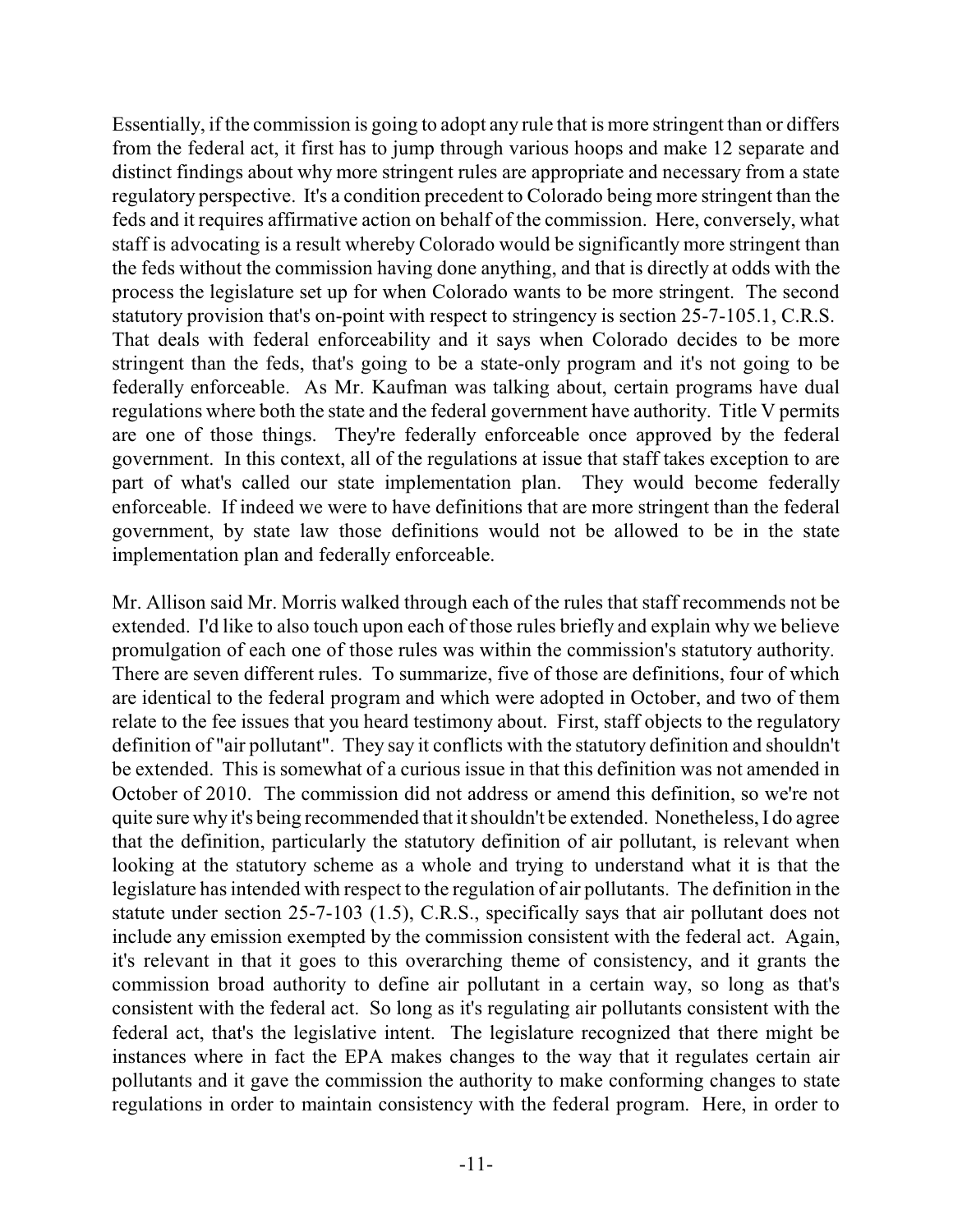Essentially, if the commission is going to adopt any rule that is more stringent than or differs from the federal act, it first has to jump through various hoops and make 12 separate and distinct findings about why more stringent rules are appropriate and necessary from a state regulatory perspective. It's a condition precedent to Colorado being more stringent than the feds and it requires affirmative action on behalf of the commission. Here, conversely, what staff is advocating is a result whereby Colorado would be significantly more stringent than the feds without the commission having done anything, and that is directly at odds with the process the legislature set up for when Colorado wants to be more stringent. The second statutory provision that's on-point with respect to stringency is section 25-7-105.1, C.R.S. That deals with federal enforceability and it says when Colorado decides to be more stringent than the feds, that's going to be a state-only program and it's not going to be federally enforceable. As Mr. Kaufman was talking about, certain programs have dual regulations where both the state and the federal government have authority. Title V permits are one of those things. They're federally enforceable once approved by the federal government. In this context, all of the regulations at issue that staff takes exception to are part of what's called our state implementation plan. They would become federally enforceable. If indeed we were to have definitions that are more stringent than the federal government, by state law those definitions would not be allowed to be in the state implementation plan and federally enforceable.

Mr. Allison said Mr. Morris walked through each of the rules that staff recommends not be extended. I'd like to also touch upon each of those rules briefly and explain why we believe promulgation of each one of those rules was within the commission's statutory authority. There are seven different rules. To summarize, five of those are definitions, four of which are identical to the federal program and which were adopted in October, and two of them relate to the fee issues that you heard testimony about. First, staff objects to the regulatory definition of "air pollutant". They say it conflicts with the statutory definition and shouldn't be extended. This is somewhat of a curious issue in that this definition was not amended in October of 2010. The commission did not address or amend this definition, so we're not quite sure why it's being recommended that it shouldn't be extended. Nonetheless, I do agree that the definition, particularly the statutory definition of air pollutant, is relevant when looking at the statutory scheme as a whole and trying to understand what it is that the legislature has intended with respect to the regulation of air pollutants. The definition in the statute under section 25-7-103 (1.5), C.R.S., specifically says that air pollutant does not include any emission exempted by the commission consistent with the federal act. Again, it's relevant in that it goes to this overarching theme of consistency, and it grants the commission broad authority to define air pollutant in a certain way, so long as that's consistent with the federal act. So long as it's regulating air pollutants consistent with the federal act, that's the legislative intent. The legislature recognized that there might be instances where in fact the EPA makes changes to the way that it regulates certain air pollutants and it gave the commission the authority to make conforming changes to state regulations in order to maintain consistency with the federal program. Here, in order to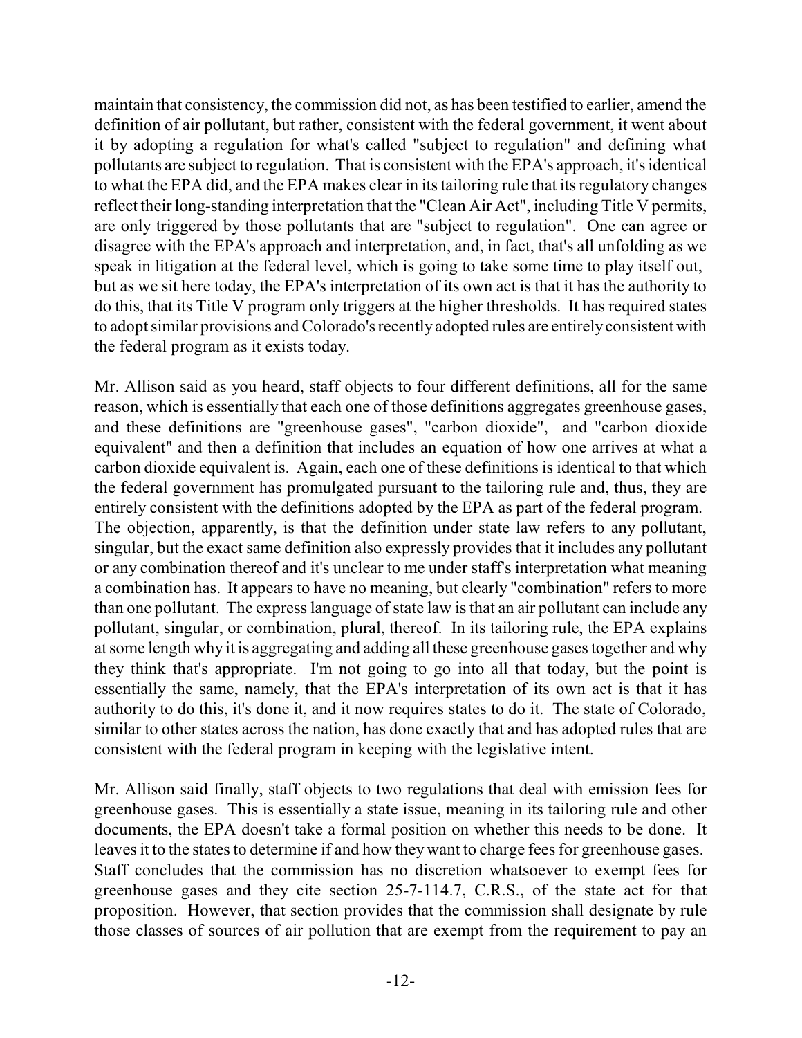maintain that consistency, the commission did not, as has been testified to earlier, amend the definition of air pollutant, but rather, consistent with the federal government, it went about it by adopting a regulation for what's called "subject to regulation" and defining what pollutants are subject to regulation. That is consistent with the EPA's approach, it's identical to what the EPA did, and the EPA makes clear in its tailoring rule that its regulatory changes reflect their long-standing interpretation that the "Clean Air Act", including Title V permits, are only triggered by those pollutants that are "subject to regulation". One can agree or disagree with the EPA's approach and interpretation, and, in fact, that's all unfolding as we speak in litigation at the federal level, which is going to take some time to play itself out, but as we sit here today, the EPA's interpretation of its own act is that it has the authority to do this, that its Title V program only triggers at the higher thresholds. It has required states to adopt similar provisions and Colorado's recently adopted rules are entirely consistent with the federal program as it exists today.

Mr. Allison said as you heard, staff objects to four different definitions, all for the same reason, which is essentially that each one of those definitions aggregates greenhouse gases, and these definitions are "greenhouse gases", "carbon dioxide", and "carbon dioxide equivalent" and then a definition that includes an equation of how one arrives at what a carbon dioxide equivalent is. Again, each one of these definitions is identical to that which the federal government has promulgated pursuant to the tailoring rule and, thus, they are entirely consistent with the definitions adopted by the EPA as part of the federal program. The objection, apparently, is that the definition under state law refers to any pollutant, singular, but the exact same definition also expressly provides that it includes any pollutant or any combination thereof and it's unclear to me under staff's interpretation what meaning a combination has. It appears to have no meaning, but clearly "combination" refers to more than one pollutant. The express language of state law is that an air pollutant can include any pollutant, singular, or combination, plural, thereof. In its tailoring rule, the EPA explains at some length why it is aggregating and adding all these greenhouse gases together and why they think that's appropriate. I'm not going to go into all that today, but the point is essentially the same, namely, that the EPA's interpretation of its own act is that it has authority to do this, it's done it, and it now requires states to do it. The state of Colorado, similar to other states across the nation, has done exactly that and has adopted rules that are consistent with the federal program in keeping with the legislative intent.

Mr. Allison said finally, staff objects to two regulations that deal with emission fees for greenhouse gases. This is essentially a state issue, meaning in its tailoring rule and other documents, the EPA doesn't take a formal position on whether this needs to be done. It leaves it to the states to determine if and how they want to charge fees for greenhouse gases. Staff concludes that the commission has no discretion whatsoever to exempt fees for greenhouse gases and they cite section 25-7-114.7, C.R.S., of the state act for that proposition. However, that section provides that the commission shall designate by rule those classes of sources of air pollution that are exempt from the requirement to pay an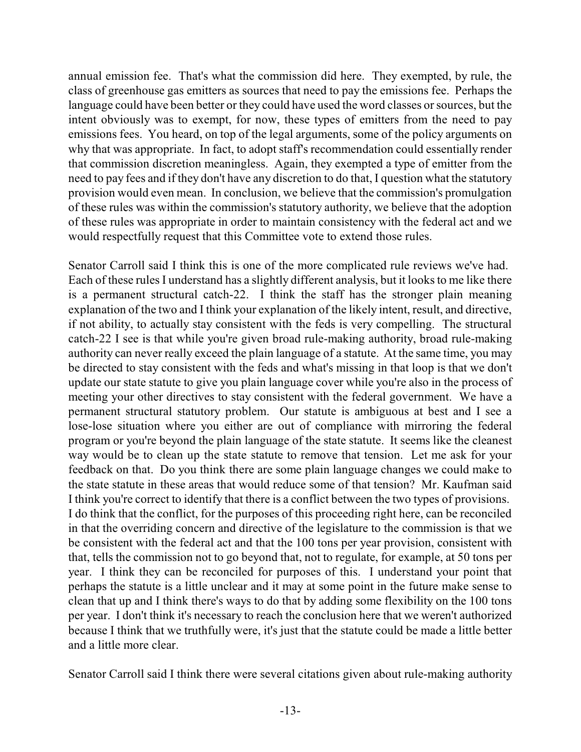annual emission fee. That's what the commission did here. They exempted, by rule, the class of greenhouse gas emitters as sources that need to pay the emissions fee. Perhaps the language could have been better or they could have used the word classes or sources, but the intent obviously was to exempt, for now, these types of emitters from the need to pay emissions fees. You heard, on top of the legal arguments, some of the policy arguments on why that was appropriate. In fact, to adopt staff's recommendation could essentially render that commission discretion meaningless. Again, they exempted a type of emitter from the need to pay fees and if they don't have any discretion to do that, I question what the statutory provision would even mean. In conclusion, we believe that the commission's promulgation of these rules was within the commission's statutory authority, we believe that the adoption of these rules was appropriate in order to maintain consistency with the federal act and we would respectfully request that this Committee vote to extend those rules.

Senator Carroll said I think this is one of the more complicated rule reviews we've had. Each of these rules I understand has a slightly different analysis, but it looks to me like there is a permanent structural catch-22. I think the staff has the stronger plain meaning explanation of the two and I think your explanation of the likely intent, result, and directive, if not ability, to actually stay consistent with the feds is very compelling. The structural catch-22 I see is that while you're given broad rule-making authority, broad rule-making authority can never really exceed the plain language of a statute. At the same time, you may be directed to stay consistent with the feds and what's missing in that loop is that we don't update our state statute to give you plain language cover while you're also in the process of meeting your other directives to stay consistent with the federal government. We have a permanent structural statutory problem. Our statute is ambiguous at best and I see a lose-lose situation where you either are out of compliance with mirroring the federal program or you're beyond the plain language of the state statute. It seems like the cleanest way would be to clean up the state statute to remove that tension. Let me ask for your feedback on that. Do you think there are some plain language changes we could make to the state statute in these areas that would reduce some of that tension? Mr. Kaufman said I think you're correct to identify that there is a conflict between the two types of provisions. I do think that the conflict, for the purposes of this proceeding right here, can be reconciled in that the overriding concern and directive of the legislature to the commission is that we be consistent with the federal act and that the 100 tons per year provision, consistent with that, tells the commission not to go beyond that, not to regulate, for example, at 50 tons per year. I think they can be reconciled for purposes of this. I understand your point that perhaps the statute is a little unclear and it may at some point in the future make sense to clean that up and I think there's ways to do that by adding some flexibility on the 100 tons per year. I don't think it's necessary to reach the conclusion here that we weren't authorized because I think that we truthfully were, it's just that the statute could be made a little better and a little more clear.

Senator Carroll said I think there were several citations given about rule-making authority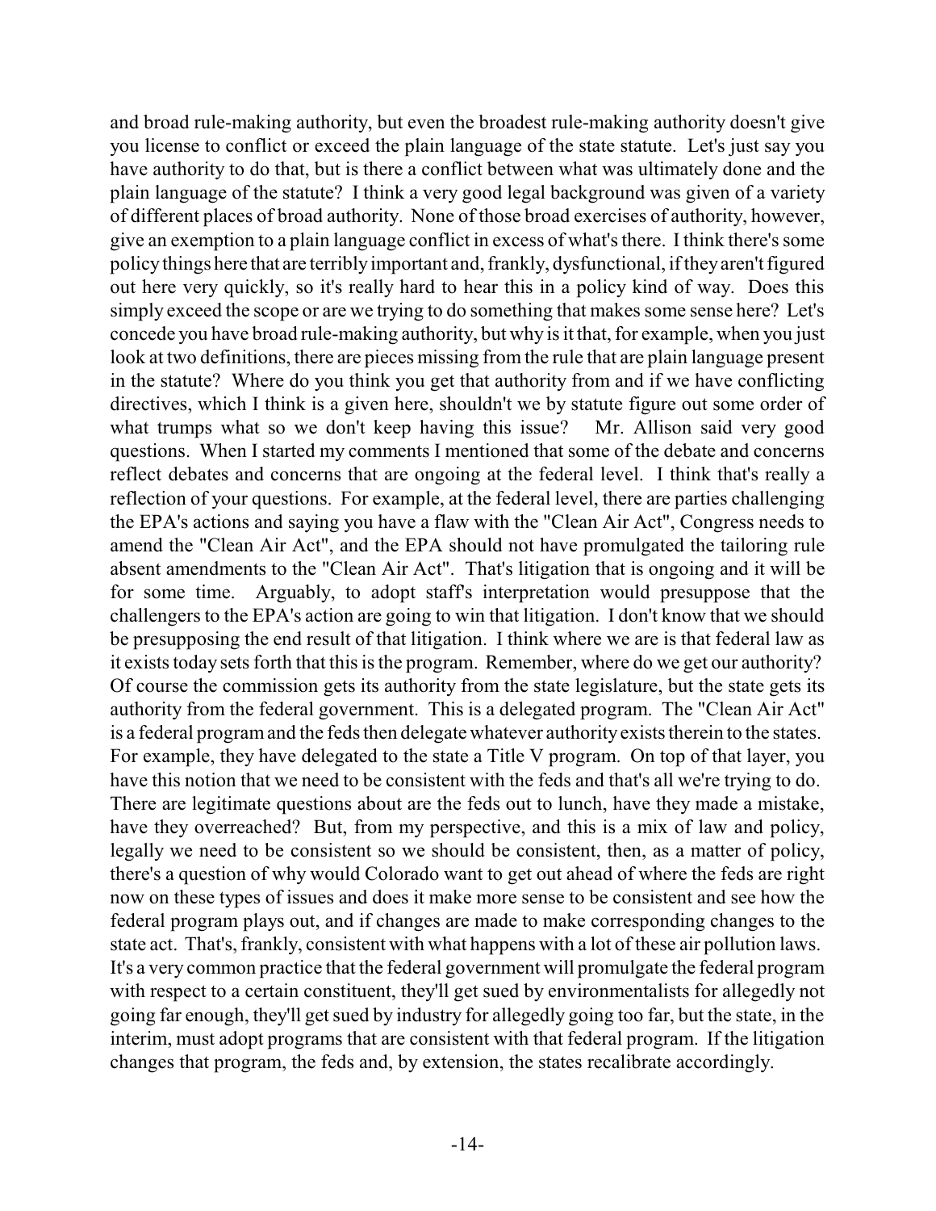and broad rule-making authority, but even the broadest rule-making authority doesn't give you license to conflict or exceed the plain language of the state statute. Let's just say you have authority to do that, but is there a conflict between what was ultimately done and the plain language of the statute? I think a very good legal background was given of a variety of different places of broad authority. None of those broad exercises of authority, however, give an exemption to a plain language conflict in excess of what's there. I think there's some policy things here that are terribly important and, frankly, dysfunctional, if they aren't figured out here very quickly, so it's really hard to hear this in a policy kind of way. Does this simply exceed the scope or are we trying to do something that makes some sense here? Let's concede you have broad rule-making authority, but why is it that, for example, when you just look at two definitions, there are pieces missing from the rule that are plain language present in the statute? Where do you think you get that authority from and if we have conflicting directives, which I think is a given here, shouldn't we by statute figure out some order of what trumps what so we don't keep having this issue? Mr. Allison said very good questions. When I started my comments I mentioned that some of the debate and concerns reflect debates and concerns that are ongoing at the federal level. I think that's really a reflection of your questions. For example, at the federal level, there are parties challenging the EPA's actions and saying you have a flaw with the "Clean Air Act", Congress needs to amend the "Clean Air Act", and the EPA should not have promulgated the tailoring rule absent amendments to the "Clean Air Act". That's litigation that is ongoing and it will be for some time. Arguably, to adopt staff's interpretation would presuppose that the challengers to the EPA's action are going to win that litigation. I don't know that we should be presupposing the end result of that litigation. I think where we are is that federal law as it exists today sets forth that this is the program. Remember, where do we get our authority? Of course the commission gets its authority from the state legislature, but the state gets its authority from the federal government. This is a delegated program. The "Clean Air Act" is a federal program and the feds then delegate whatever authority exists therein to the states. For example, they have delegated to the state a Title V program. On top of that layer, you have this notion that we need to be consistent with the feds and that's all we're trying to do. There are legitimate questions about are the feds out to lunch, have they made a mistake, have they overreached? But, from my perspective, and this is a mix of law and policy, legally we need to be consistent so we should be consistent, then, as a matter of policy, there's a question of why would Colorado want to get out ahead of where the feds are right now on these types of issues and does it make more sense to be consistent and see how the federal program plays out, and if changes are made to make corresponding changes to the state act. That's, frankly, consistent with what happens with a lot of these air pollution laws. It's a very common practice that the federal government will promulgate the federal program with respect to a certain constituent, they'll get sued by environmentalists for allegedly not going far enough, they'll get sued by industry for allegedly going too far, but the state, in the interim, must adopt programs that are consistent with that federal program. If the litigation changes that program, the feds and, by extension, the states recalibrate accordingly.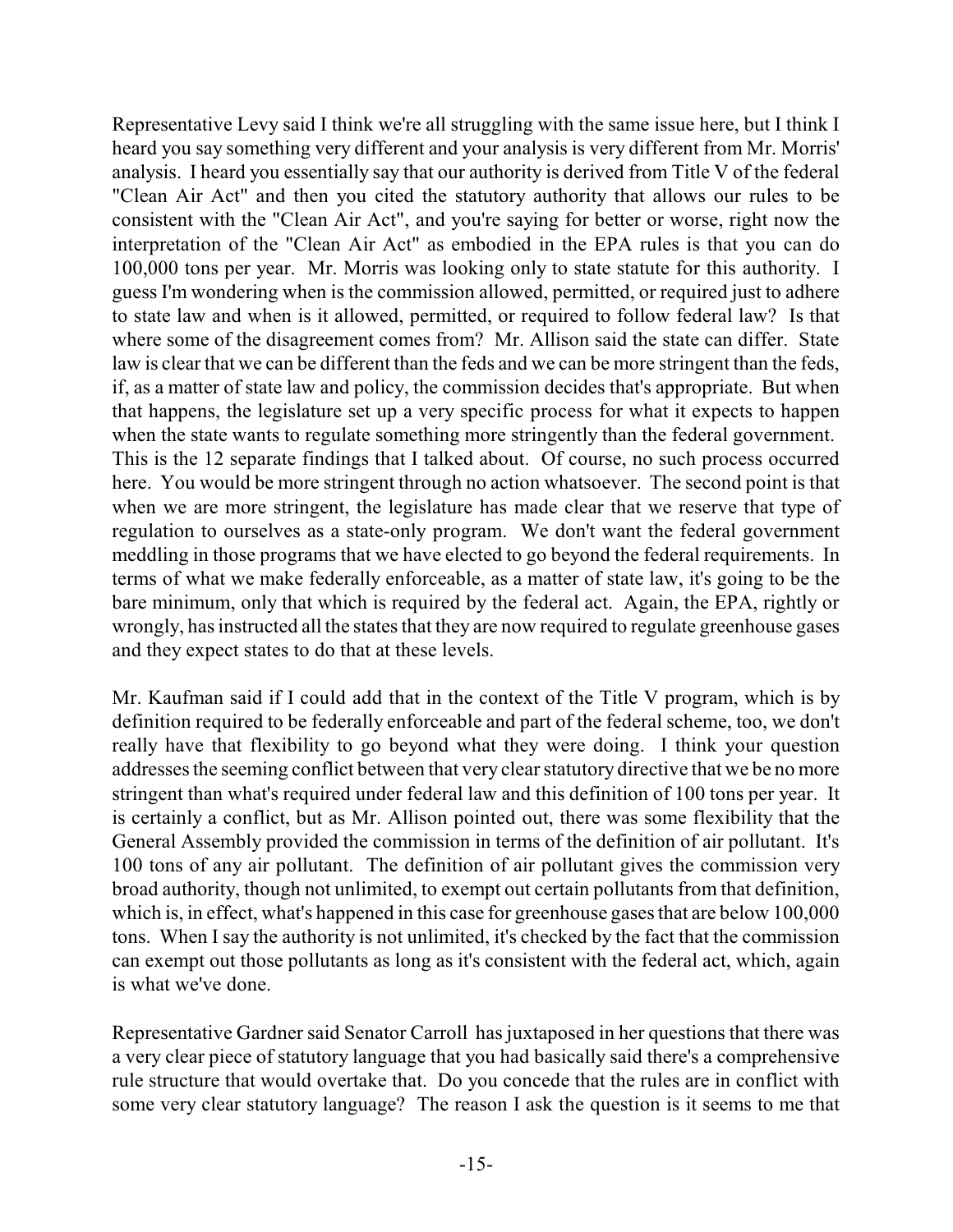Representative Levy said I think we're all struggling with the same issue here, but I think I heard you say something very different and your analysis is very different from Mr. Morris' analysis. I heard you essentially say that our authority is derived from Title V of the federal "Clean Air Act" and then you cited the statutory authority that allows our rules to be consistent with the "Clean Air Act", and you're saying for better or worse, right now the interpretation of the "Clean Air Act" as embodied in the EPA rules is that you can do 100,000 tons per year. Mr. Morris was looking only to state statute for this authority. I guess I'm wondering when is the commission allowed, permitted, or required just to adhere to state law and when is it allowed, permitted, or required to follow federal law? Is that where some of the disagreement comes from? Mr. Allison said the state can differ. State law is clear that we can be different than the feds and we can be more stringent than the feds, if, as a matter of state law and policy, the commission decides that's appropriate. But when that happens, the legislature set up a very specific process for what it expects to happen when the state wants to regulate something more stringently than the federal government. This is the 12 separate findings that I talked about. Of course, no such process occurred here. You would be more stringent through no action whatsoever. The second point is that when we are more stringent, the legislature has made clear that we reserve that type of regulation to ourselves as a state-only program. We don't want the federal government meddling in those programs that we have elected to go beyond the federal requirements. In terms of what we make federally enforceable, as a matter of state law, it's going to be the bare minimum, only that which is required by the federal act. Again, the EPA, rightly or wrongly, has instructed all the states that they are now required to regulate greenhouse gases and they expect states to do that at these levels.

Mr. Kaufman said if I could add that in the context of the Title V program, which is by definition required to be federally enforceable and part of the federal scheme, too, we don't really have that flexibility to go beyond what they were doing. I think your question addresses the seeming conflict between that very clear statutory directive that we be no more stringent than what's required under federal law and this definition of 100 tons per year. It is certainly a conflict, but as Mr. Allison pointed out, there was some flexibility that the General Assembly provided the commission in terms of the definition of air pollutant. It's 100 tons of any air pollutant. The definition of air pollutant gives the commission very broad authority, though not unlimited, to exempt out certain pollutants from that definition, which is, in effect, what's happened in this case for greenhouse gases that are below 100,000 tons. When I say the authority is not unlimited, it's checked by the fact that the commission can exempt out those pollutants as long as it's consistent with the federal act, which, again is what we've done.

Representative Gardner said Senator Carroll has juxtaposed in her questions that there was a very clear piece of statutory language that you had basically said there's a comprehensive rule structure that would overtake that. Do you concede that the rules are in conflict with some very clear statutory language? The reason I ask the question is it seems to me that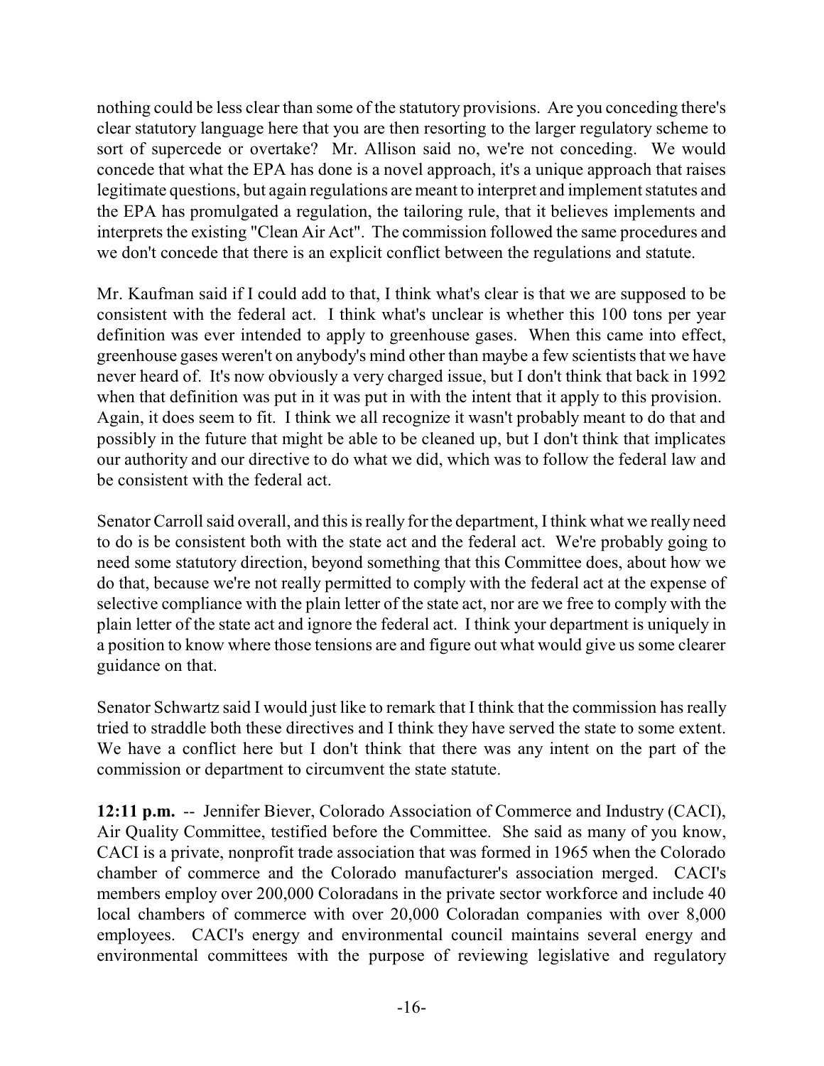nothing could be less clear than some of the statutory provisions. Are you conceding there's clear statutory language here that you are then resorting to the larger regulatory scheme to sort of supercede or overtake? Mr. Allison said no, we're not conceding. We would concede that what the EPA has done is a novel approach, it's a unique approach that raises legitimate questions, but again regulations are meant to interpret and implement statutes and the EPA has promulgated a regulation, the tailoring rule, that it believes implements and interprets the existing "Clean Air Act". The commission followed the same procedures and we don't concede that there is an explicit conflict between the regulations and statute.

Mr. Kaufman said if I could add to that, I think what's clear is that we are supposed to be consistent with the federal act. I think what's unclear is whether this 100 tons per year definition was ever intended to apply to greenhouse gases. When this came into effect, greenhouse gases weren't on anybody's mind other than maybe a few scientists that we have never heard of. It's now obviously a very charged issue, but I don't think that back in 1992 when that definition was put in it was put in with the intent that it apply to this provision. Again, it does seem to fit. I think we all recognize it wasn't probably meant to do that and possibly in the future that might be able to be cleaned up, but I don't think that implicates our authority and our directive to do what we did, which was to follow the federal law and be consistent with the federal act.

Senator Carroll said overall, and this is really for the department, I think what we really need to do is be consistent both with the state act and the federal act. We're probably going to need some statutory direction, beyond something that this Committee does, about how we do that, because we're not really permitted to comply with the federal act at the expense of selective compliance with the plain letter of the state act, nor are we free to comply with the plain letter of the state act and ignore the federal act. I think your department is uniquely in a position to know where those tensions are and figure out what would give us some clearer guidance on that.

Senator Schwartz said I would just like to remark that I think that the commission has really tried to straddle both these directives and I think they have served the state to some extent. We have a conflict here but I don't think that there was any intent on the part of the commission or department to circumvent the state statute.

**12:11 p.m.** -- Jennifer Biever, Colorado Association of Commerce and Industry (CACI), Air Quality Committee, testified before the Committee. She said as many of you know, CACI is a private, nonprofit trade association that was formed in 1965 when the Colorado chamber of commerce and the Colorado manufacturer's association merged. CACI's members employ over 200,000 Coloradans in the private sector workforce and include 40 local chambers of commerce with over 20,000 Coloradan companies with over 8,000 employees. CACI's energy and environmental council maintains several energy and environmental committees with the purpose of reviewing legislative and regulatory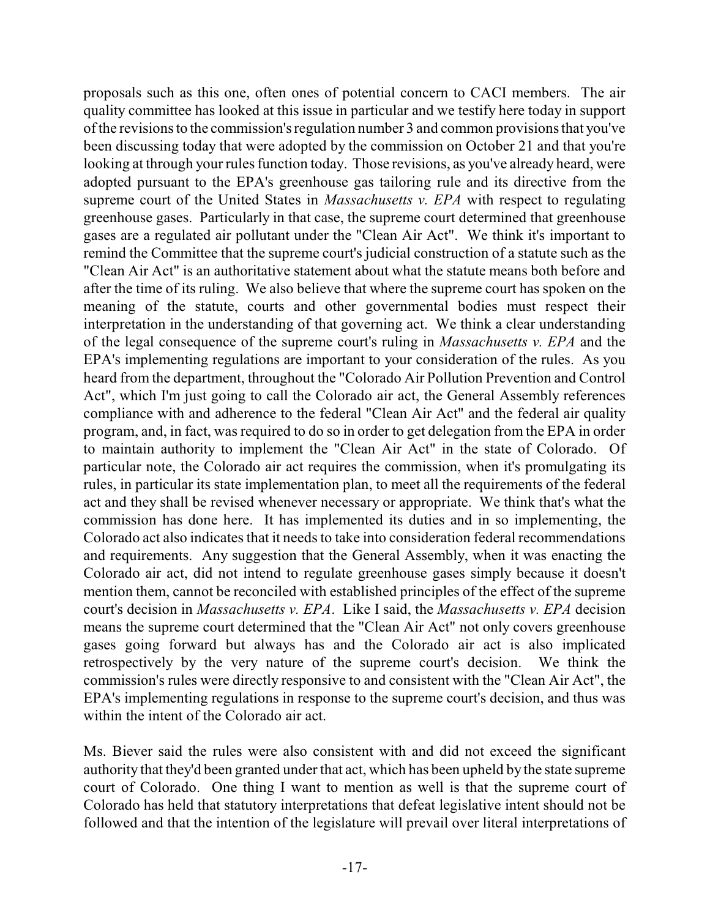proposals such as this one, often ones of potential concern to CACI members. The air quality committee has looked at this issue in particular and we testify here today in support of the revisions to the commission's regulation number 3 and common provisions that you've been discussing today that were adopted by the commission on October 21 and that you're looking at through your rules function today. Those revisions, as you've already heard, were adopted pursuant to the EPA's greenhouse gas tailoring rule and its directive from the supreme court of the United States in *Massachusetts v. EPA* with respect to regulating greenhouse gases. Particularly in that case, the supreme court determined that greenhouse gases are a regulated air pollutant under the "Clean Air Act". We think it's important to remind the Committee that the supreme court's judicial construction of a statute such as the "Clean Air Act" is an authoritative statement about what the statute means both before and after the time of its ruling. We also believe that where the supreme court has spoken on the meaning of the statute, courts and other governmental bodies must respect their interpretation in the understanding of that governing act. We think a clear understanding of the legal consequence of the supreme court's ruling in *Massachusetts v. EPA* and the EPA's implementing regulations are important to your consideration of the rules. As you heard from the department, throughout the "Colorado Air Pollution Prevention and Control Act", which I'm just going to call the Colorado air act, the General Assembly references compliance with and adherence to the federal "Clean Air Act" and the federal air quality program, and, in fact, was required to do so in order to get delegation from the EPA in order to maintain authority to implement the "Clean Air Act" in the state of Colorado. Of particular note, the Colorado air act requires the commission, when it's promulgating its rules, in particular its state implementation plan, to meet all the requirements of the federal act and they shall be revised whenever necessary or appropriate. We think that's what the commission has done here. It has implemented its duties and in so implementing, the Colorado act also indicates that it needs to take into consideration federal recommendations and requirements. Any suggestion that the General Assembly, when it was enacting the Colorado air act, did not intend to regulate greenhouse gases simply because it doesn't mention them, cannot be reconciled with established principles of the effect of the supreme court's decision in *Massachusetts v. EPA*. Like I said, the *Massachusetts v. EPA* decision means the supreme court determined that the "Clean Air Act" not only covers greenhouse gases going forward but always has and the Colorado air act is also implicated retrospectively by the very nature of the supreme court's decision. We think the commission's rules were directly responsive to and consistent with the "Clean Air Act", the EPA's implementing regulations in response to the supreme court's decision, and thus was within the intent of the Colorado air act.

Ms. Biever said the rules were also consistent with and did not exceed the significant authority that they'd been granted under that act, which has been upheld by the state supreme court of Colorado. One thing I want to mention as well is that the supreme court of Colorado has held that statutory interpretations that defeat legislative intent should not be followed and that the intention of the legislature will prevail over literal interpretations of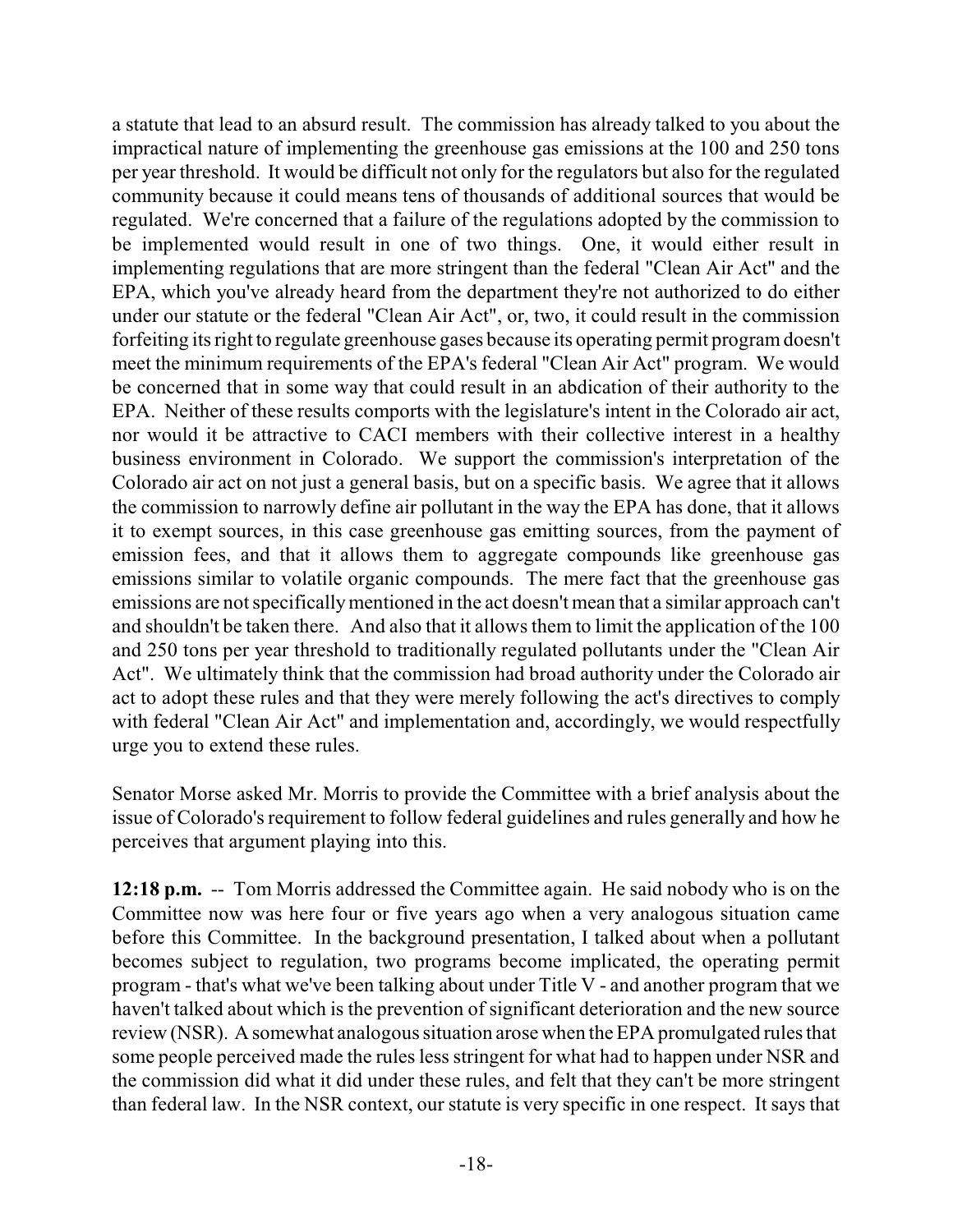a statute that lead to an absurd result. The commission has already talked to you about the impractical nature of implementing the greenhouse gas emissions at the 100 and 250 tons per year threshold. It would be difficult not only for the regulators but also for the regulated community because it could means tens of thousands of additional sources that would be regulated. We're concerned that a failure of the regulations adopted by the commission to be implemented would result in one of two things. One, it would either result in implementing regulations that are more stringent than the federal "Clean Air Act" and the EPA, which you've already heard from the department they're not authorized to do either under our statute or the federal "Clean Air Act", or, two, it could result in the commission forfeiting its right to regulate greenhouse gases because its operating permit program doesn't meet the minimum requirements of the EPA's federal "Clean Air Act" program. We would be concerned that in some way that could result in an abdication of their authority to the EPA. Neither of these results comports with the legislature's intent in the Colorado air act, nor would it be attractive to CACI members with their collective interest in a healthy business environment in Colorado. We support the commission's interpretation of the Colorado air act on not just a general basis, but on a specific basis. We agree that it allows the commission to narrowly define air pollutant in the way the EPA has done, that it allows it to exempt sources, in this case greenhouse gas emitting sources, from the payment of emission fees, and that it allows them to aggregate compounds like greenhouse gas emissions similar to volatile organic compounds. The mere fact that the greenhouse gas emissions are not specifically mentioned in the act doesn't mean that a similar approach can't and shouldn't be taken there. And also that it allows them to limit the application of the 100 and 250 tons per year threshold to traditionally regulated pollutants under the "Clean Air Act". We ultimately think that the commission had broad authority under the Colorado air act to adopt these rules and that they were merely following the act's directives to comply with federal "Clean Air Act" and implementation and, accordingly, we would respectfully urge you to extend these rules.

Senator Morse asked Mr. Morris to provide the Committee with a brief analysis about the issue of Colorado's requirement to follow federal guidelines and rules generally and how he perceives that argument playing into this.

**12:18 p.m.** -- Tom Morris addressed the Committee again. He said nobody who is on the Committee now was here four or five years ago when a very analogous situation came before this Committee. In the background presentation, I talked about when a pollutant becomes subject to regulation, two programs become implicated, the operating permit program - that's what we've been talking about under Title V - and another program that we haven't talked about which is the prevention of significant deterioration and the new source review (NSR). A somewhat analogous situation arose when the EPA promulgated rules that some people perceived made the rules less stringent for what had to happen under NSR and the commission did what it did under these rules, and felt that they can't be more stringent than federal law. In the NSR context, our statute is very specific in one respect. It says that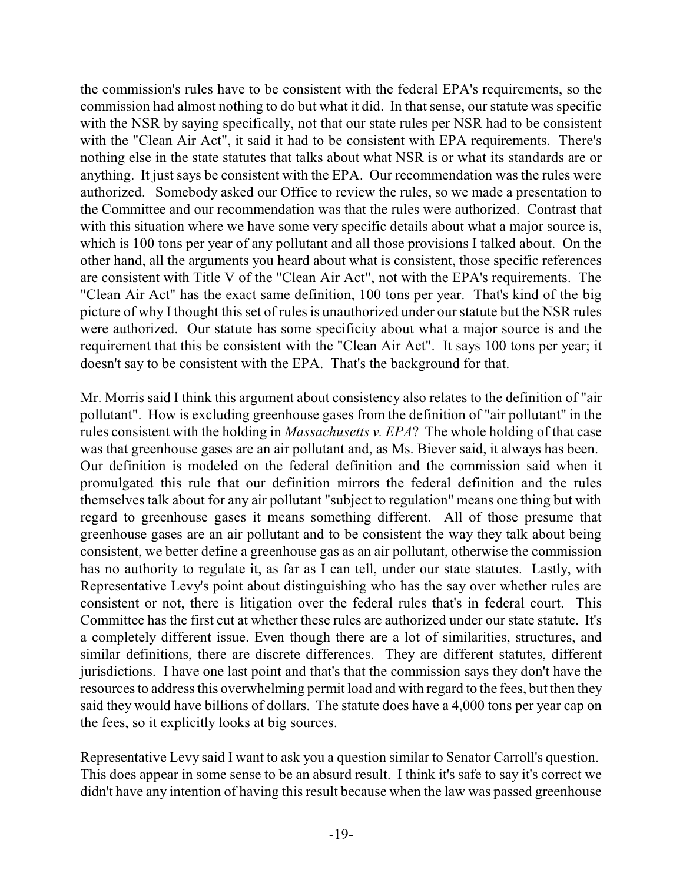the commission's rules have to be consistent with the federal EPA's requirements, so the commission had almost nothing to do but what it did. In that sense, our statute was specific with the NSR by saying specifically, not that our state rules per NSR had to be consistent with the "Clean Air Act", it said it had to be consistent with EPA requirements. There's nothing else in the state statutes that talks about what NSR is or what its standards are or anything. It just says be consistent with the EPA. Our recommendation was the rules were authorized. Somebody asked our Office to review the rules, so we made a presentation to the Committee and our recommendation was that the rules were authorized. Contrast that with this situation where we have some very specific details about what a major source is, which is 100 tons per year of any pollutant and all those provisions I talked about. On the other hand, all the arguments you heard about what is consistent, those specific references are consistent with Title V of the "Clean Air Act", not with the EPA's requirements. The "Clean Air Act" has the exact same definition, 100 tons per year. That's kind of the big picture of why I thought this set of rules is unauthorized under our statute but the NSR rules were authorized. Our statute has some specificity about what a major source is and the requirement that this be consistent with the "Clean Air Act". It says 100 tons per year; it doesn't say to be consistent with the EPA. That's the background for that.

Mr. Morris said I think this argument about consistency also relates to the definition of "air pollutant". How is excluding greenhouse gases from the definition of "air pollutant" in the rules consistent with the holding in *Massachusetts v. EPA*? The whole holding of that case was that greenhouse gases are an air pollutant and, as Ms. Biever said, it always has been. Our definition is modeled on the federal definition and the commission said when it promulgated this rule that our definition mirrors the federal definition and the rules themselves talk about for any air pollutant "subject to regulation" means one thing but with regard to greenhouse gases it means something different. All of those presume that greenhouse gases are an air pollutant and to be consistent the way they talk about being consistent, we better define a greenhouse gas as an air pollutant, otherwise the commission has no authority to regulate it, as far as I can tell, under our state statutes. Lastly, with Representative Levy's point about distinguishing who has the say over whether rules are consistent or not, there is litigation over the federal rules that's in federal court. This Committee has the first cut at whether these rules are authorized under our state statute. It's a completely different issue. Even though there are a lot of similarities, structures, and similar definitions, there are discrete differences. They are different statutes, different jurisdictions. I have one last point and that's that the commission says they don't have the resources to address this overwhelming permit load and with regard to the fees, but then they said they would have billions of dollars. The statute does have a 4,000 tons per year cap on the fees, so it explicitly looks at big sources.

Representative Levy said I want to ask you a question similar to Senator Carroll's question. This does appear in some sense to be an absurd result. I think it's safe to say it's correct we didn't have any intention of having this result because when the law was passed greenhouse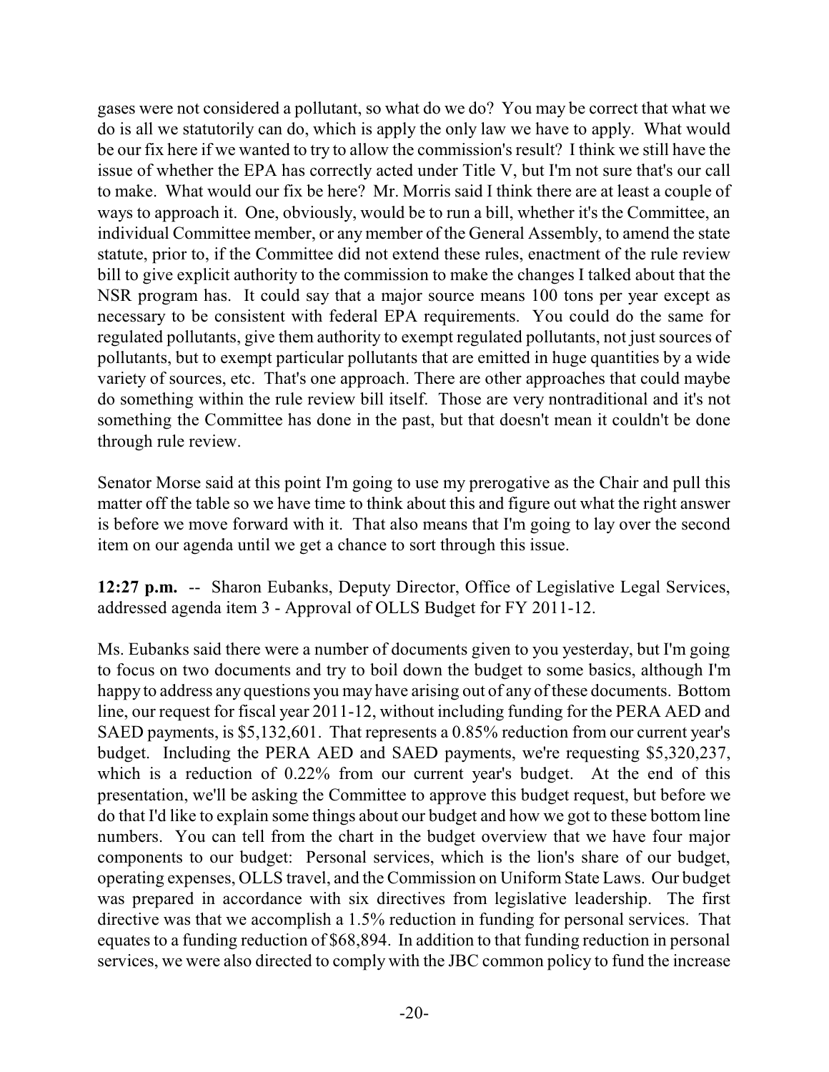gases were not considered a pollutant, so what do we do? You may be correct that what we do is all we statutorily can do, which is apply the only law we have to apply. What would be our fix here if we wanted to try to allow the commission's result? I think we still have the issue of whether the EPA has correctly acted under Title V, but I'm not sure that's our call to make. What would our fix be here? Mr. Morris said I think there are at least a couple of ways to approach it. One, obviously, would be to run a bill, whether it's the Committee, an individual Committee member, or any member of the General Assembly, to amend the state statute, prior to, if the Committee did not extend these rules, enactment of the rule review bill to give explicit authority to the commission to make the changes I talked about that the NSR program has. It could say that a major source means 100 tons per year except as necessary to be consistent with federal EPA requirements. You could do the same for regulated pollutants, give them authority to exempt regulated pollutants, not just sources of pollutants, but to exempt particular pollutants that are emitted in huge quantities by a wide variety of sources, etc. That's one approach. There are other approaches that could maybe do something within the rule review bill itself. Those are very nontraditional and it's not something the Committee has done in the past, but that doesn't mean it couldn't be done through rule review.

Senator Morse said at this point I'm going to use my prerogative as the Chair and pull this matter off the table so we have time to think about this and figure out what the right answer is before we move forward with it. That also means that I'm going to lay over the second item on our agenda until we get a chance to sort through this issue.

**12:27 p.m.** -- Sharon Eubanks, Deputy Director, Office of Legislative Legal Services, addressed agenda item 3 - Approval of OLLS Budget for FY 2011-12.

Ms. Eubanks said there were a number of documents given to you yesterday, but I'm going to focus on two documents and try to boil down the budget to some basics, although I'm happy to address any questions you may have arising out of any of these documents. Bottom line, our request for fiscal year 2011-12, without including funding for the PERA AED and SAED payments, is $5,132,601. That represents a 0.85% reduction from our current year's budget. Including the PERA AED and SAED payments, we're requesting $5,320,237, which is a reduction of 0.22% from our current year's budget. At the end of this presentation, we'll be asking the Committee to approve this budget request, but before we do that I'd like to explain some things about our budget and how we got to these bottom line numbers. You can tell from the chart in the budget overview that we have four major components to our budget: Personal services, which is the lion's share of our budget, operating expenses, OLLS travel, and the Commission on Uniform State Laws. Our budget was prepared in accordance with six directives from legislative leadership. The first directive was that we accomplish a 1.5% reduction in funding for personal services. That equates to a funding reduction of $68,894. In addition to that funding reduction in personal services, we were also directed to comply with the JBC common policy to fund the increase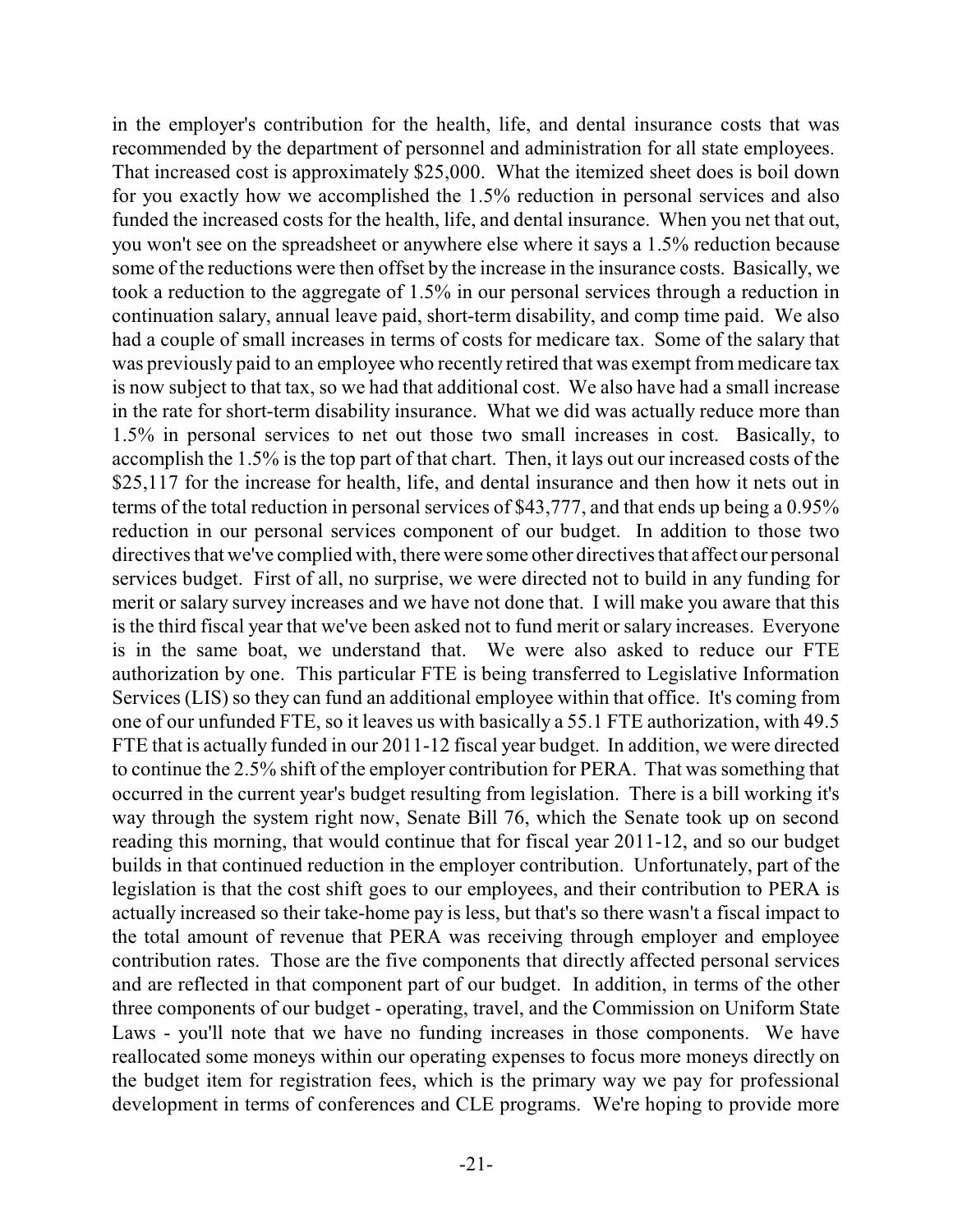in the employer's contribution for the health, life, and dental insurance costs that was recommended by the department of personnel and administration for all state employees. That increased cost is approximately $25,000. What the itemized sheet does is boil down for you exactly how we accomplished the 1.5% reduction in personal services and also funded the increased costs for the health, life, and dental insurance. When you net that out, you won't see on the spreadsheet or anywhere else where it says a 1.5% reduction because some of the reductions were then offset by the increase in the insurance costs. Basically, we took a reduction to the aggregate of 1.5% in our personal services through a reduction in continuation salary, annual leave paid, short-term disability, and comp time paid. We also had a couple of small increases in terms of costs for medicare tax. Some of the salary that was previously paid to an employee who recently retired that was exempt from medicare tax is now subject to that tax, so we had that additional cost. We also have had a small increase in the rate for short-term disability insurance. What we did was actually reduce more than 1.5% in personal services to net out those two small increases in cost. Basically, to accomplish the 1.5% is the top part of that chart. Then, it lays out our increased costs of the $25,117 for the increase for health, life, and dental insurance and then how it nets out in terms of the total reduction in personal services of $43,777, and that ends up being a 0.95% reduction in our personal services component of our budget. In addition to those two directives that we've complied with, there were some other directives that affect our personal services budget. First of all, no surprise, we were directed not to build in any funding for merit or salary survey increases and we have not done that. I will make you aware that this is the third fiscal year that we've been asked not to fund merit or salary increases. Everyone is in the same boat, we understand that. We were also asked to reduce our FTE authorization by one. This particular FTE is being transferred to Legislative Information Services (LIS) so they can fund an additional employee within that office. It's coming from one of our unfunded FTE, so it leaves us with basically a 55.1 FTE authorization, with 49.5 FTE that is actually funded in our 2011-12 fiscal year budget. In addition, we were directed to continue the 2.5% shift of the employer contribution for PERA. That was something that occurred in the current year's budget resulting from legislation. There is a bill working it's way through the system right now, Senate Bill 76, which the Senate took up on second reading this morning, that would continue that for fiscal year 2011-12, and so our budget builds in that continued reduction in the employer contribution. Unfortunately, part of the legislation is that the cost shift goes to our employees, and their contribution to PERA is actually increased so their take-home pay is less, but that's so there wasn't a fiscal impact to the total amount of revenue that PERA was receiving through employer and employee contribution rates. Those are the five components that directly affected personal services and are reflected in that component part of our budget. In addition, in terms of the other three components of our budget - operating, travel, and the Commission on Uniform State Laws - you'll note that we have no funding increases in those components. We have reallocated some moneys within our operating expenses to focus more moneys directly on the budget item for registration fees, which is the primary way we pay for professional development in terms of conferences and CLE programs. We're hoping to provide more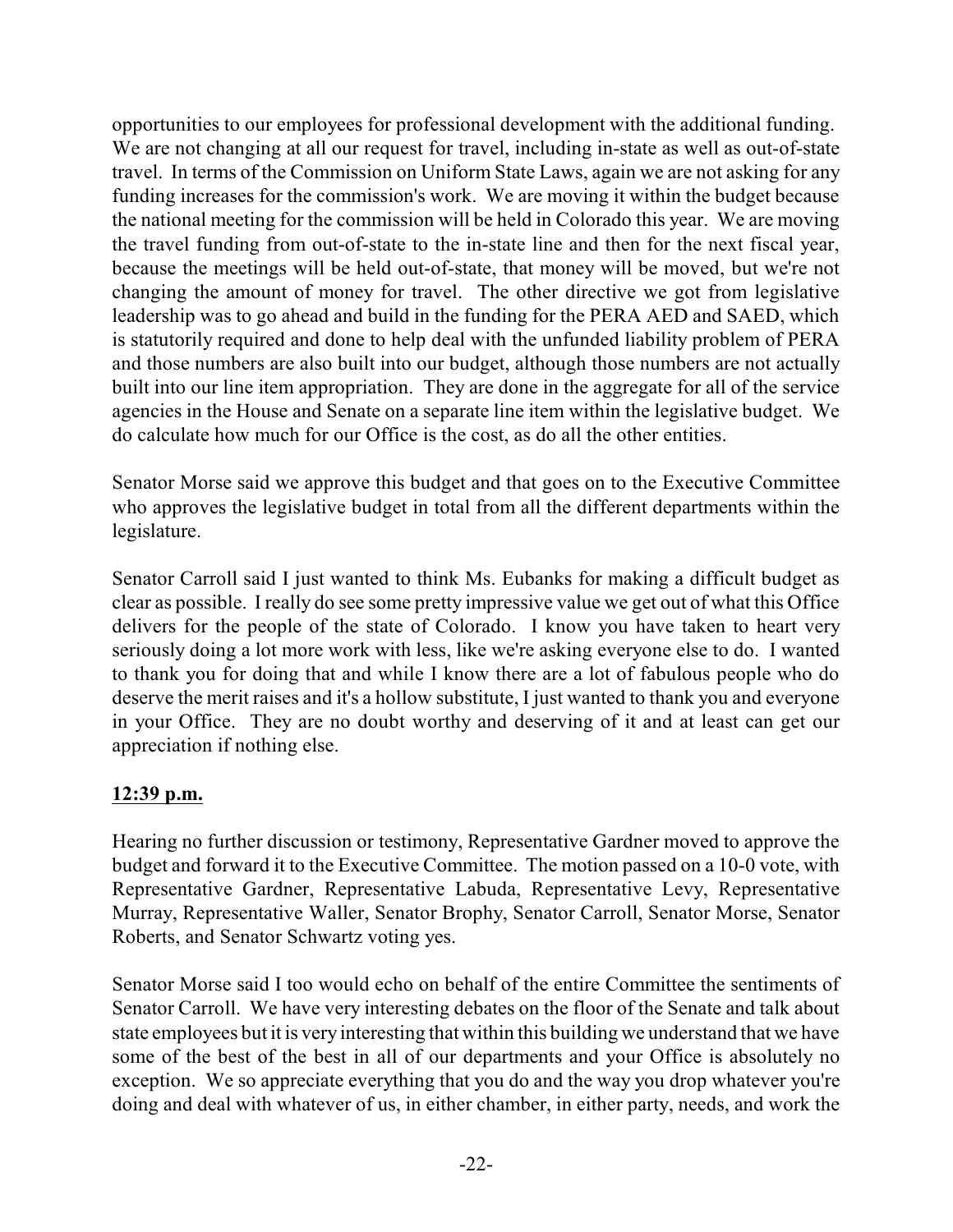opportunities to our employees for professional development with the additional funding. We are not changing at all our request for travel, including in-state as well as out-of-state travel. In terms of the Commission on Uniform State Laws, again we are not asking for any funding increases for the commission's work. We are moving it within the budget because the national meeting for the commission will be held in Colorado this year. We are moving the travel funding from out-of-state to the in-state line and then for the next fiscal year, because the meetings will be held out-of-state, that money will be moved, but we're not changing the amount of money for travel. The other directive we got from legislative leadership was to go ahead and build in the funding for the PERA AED and SAED, which is statutorily required and done to help deal with the unfunded liability problem of PERA and those numbers are also built into our budget, although those numbers are not actually built into our line item appropriation. They are done in the aggregate for all of the service agencies in the House and Senate on a separate line item within the legislative budget. We do calculate how much for our Office is the cost, as do all the other entities.

Senator Morse said we approve this budget and that goes on to the Executive Committee who approves the legislative budget in total from all the different departments within the legislature.

Senator Carroll said I just wanted to think Ms. Eubanks for making a difficult budget as clear as possible. I really do see some pretty impressive value we get out of what this Office delivers for the people of the state of Colorado. I know you have taken to heart very seriously doing a lot more work with less, like we're asking everyone else to do. I wanted to thank you for doing that and while I know there are a lot of fabulous people who do deserve the merit raises and it's a hollow substitute, I just wanted to thank you and everyone in your Office. They are no doubt worthy and deserving of it and at least can get our appreciation if nothing else.

**12:39 p.m.**

Hearing no further discussion or testimony, Representative Gardner moved to approve the budget and forward it to the Executive Committee. The motion passed on a 10-0 vote, with Representative Gardner, Representative Labuda, Representative Levy, Representative Murray, Representative Waller, Senator Brophy, Senator Carroll, Senator Morse, Senator Roberts, and Senator Schwartz voting yes.

Senator Morse said I too would echo on behalf of the entire Committee the sentiments of Senator Carroll. We have very interesting debates on the floor of the Senate and talk about state employees but it is very interesting that within this building we understand that we have some of the best of the best in all of our departments and your Office is absolutely no exception. We so appreciate everything that you do and the way you drop whatever you're doing and deal with whatever of us, in either chamber, in either party, needs, and work the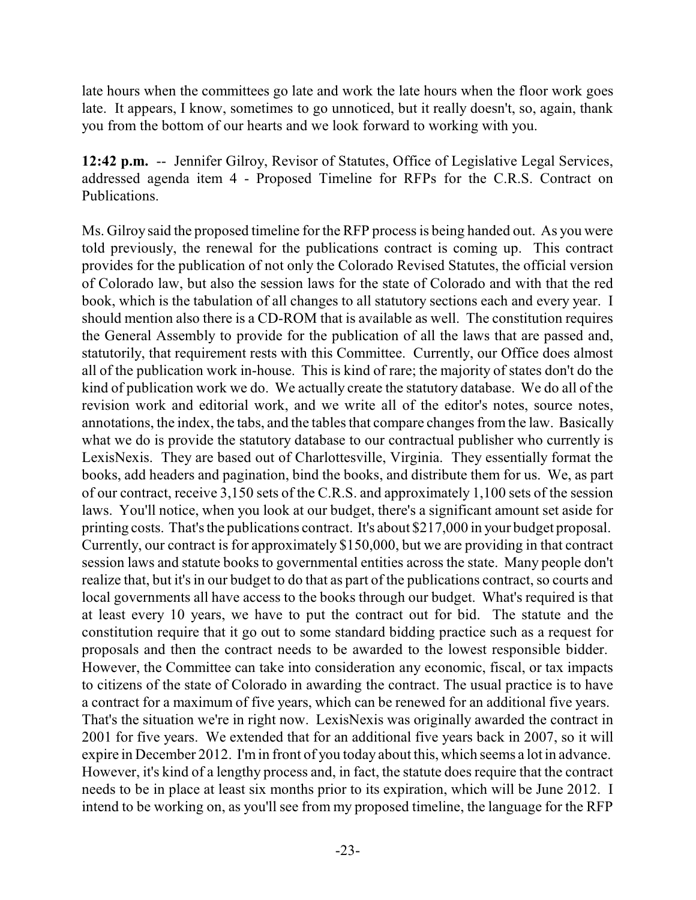late hours when the committees go late and work the late hours when the floor work goes late. It appears, I know, sometimes to go unnoticed, but it really doesn't, so, again, thank you from the bottom of our hearts and we look forward to working with you.

**12:42 p.m.** -- Jennifer Gilroy, Revisor of Statutes, Office of Legislative Legal Services, addressed agenda item 4 - Proposed Timeline for RFPs for the C.R.S. Contract on Publications.

Ms. Gilroy said the proposed timeline for the RFP process is being handed out. As you were told previously, the renewal for the publications contract is coming up. This contract provides for the publication of not only the Colorado Revised Statutes, the official version of Colorado law, but also the session laws for the state of Colorado and with that the red book, which is the tabulation of all changes to all statutory sections each and every year. I should mention also there is a CD-ROM that is available as well. The constitution requires the General Assembly to provide for the publication of all the laws that are passed and, statutorily, that requirement rests with this Committee. Currently, our Office does almost all of the publication work in-house. This is kind of rare; the majority of states don't do the kind of publication work we do. We actually create the statutory database. We do all of the revision work and editorial work, and we write all of the editor's notes, source notes, annotations, the index, the tabs, and the tables that compare changes from the law. Basically what we do is provide the statutory database to our contractual publisher who currently is LexisNexis. They are based out of Charlottesville, Virginia. They essentially format the books, add headers and pagination, bind the books, and distribute them for us. We, as part of our contract, receive 3,150 sets of the C.R.S. and approximately 1,100 sets of the session laws. You'll notice, when you look at our budget, there's a significant amount set aside for printing costs. That's the publications contract. It's about $217,000 in your budget proposal. Currently, our contract is for approximately $150,000, but we are providing in that contract session laws and statute books to governmental entities across the state. Many people don't realize that, but it's in our budget to do that as part of the publications contract, so courts and local governments all have access to the books through our budget. What's required is that at least every 10 years, we have to put the contract out for bid. The statute and the constitution require that it go out to some standard bidding practice such as a request for proposals and then the contract needs to be awarded to the lowest responsible bidder. However, the Committee can take into consideration any economic, fiscal, or tax impacts to citizens of the state of Colorado in awarding the contract. The usual practice is to have a contract for a maximum of five years, which can be renewed for an additional five years. That's the situation we're in right now. LexisNexis was originally awarded the contract in 2001 for five years. We extended that for an additional five years back in 2007, so it will expire in December 2012. I'm in front of you today about this, which seems a lot in advance. However, it's kind of a lengthy process and, in fact, the statute does require that the contract needs to be in place at least six months prior to its expiration, which will be June 2012. I intend to be working on, as you'll see from my proposed timeline, the language for the RFP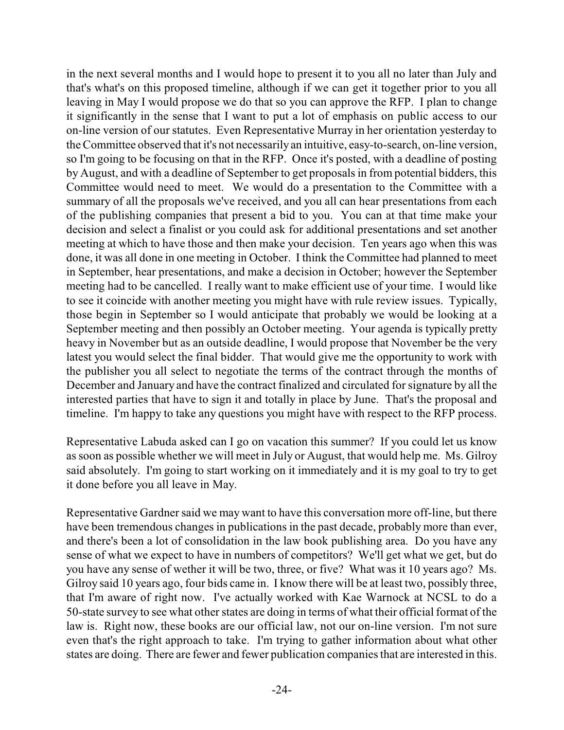in the next several months and I would hope to present it to you all no later than July and that's what's on this proposed timeline, although if we can get it together prior to you all leaving in May I would propose we do that so you can approve the RFP. I plan to change it significantly in the sense that I want to put a lot of emphasis on public access to our on-line version of our statutes. Even Representative Murray in her orientation yesterday to the Committee observed that it's not necessarily an intuitive, easy-to-search, on-line version, so I'm going to be focusing on that in the RFP. Once it's posted, with a deadline of posting by August, and with a deadline of September to get proposals in from potential bidders, this Committee would need to meet. We would do a presentation to the Committee with a summary of all the proposals we've received, and you all can hear presentations from each of the publishing companies that present a bid to you. You can at that time make your decision and select a finalist or you could ask for additional presentations and set another meeting at which to have those and then make your decision. Ten years ago when this was done, it was all done in one meeting in October. I think the Committee had planned to meet in September, hear presentations, and make a decision in October; however the September meeting had to be cancelled. I really want to make efficient use of your time. I would like to see it coincide with another meeting you might have with rule review issues. Typically, those begin in September so I would anticipate that probably we would be looking at a September meeting and then possibly an October meeting. Your agenda is typically pretty heavy in November but as an outside deadline, I would propose that November be the very latest you would select the final bidder. That would give me the opportunity to work with the publisher you all select to negotiate the terms of the contract through the months of December and January and have the contract finalized and circulated for signature by all the interested parties that have to sign it and totally in place by June. That's the proposal and timeline. I'm happy to take any questions you might have with respect to the RFP process.

Representative Labuda asked can I go on vacation this summer? If you could let us know as soon as possible whether we will meet in July or August, that would help me. Ms. Gilroy said absolutely. I'm going to start working on it immediately and it is my goal to try to get it done before you all leave in May.

Representative Gardner said we may want to have this conversation more off-line, but there have been tremendous changes in publications in the past decade, probably more than ever, and there's been a lot of consolidation in the law book publishing area. Do you have any sense of what we expect to have in numbers of competitors? We'll get what we get, but do you have any sense of wether it will be two, three, or five? What was it 10 years ago? Ms. Gilroy said 10 years ago, four bids came in. I know there will be at least two, possibly three, that I'm aware of right now. I've actually worked with Kae Warnock at NCSL to do a 50-state survey to see what other states are doing in terms of what their official format of the law is. Right now, these books are our official law, not our on-line version. I'm not sure even that's the right approach to take. I'm trying to gather information about what other states are doing. There are fewer and fewer publication companies that are interested in this.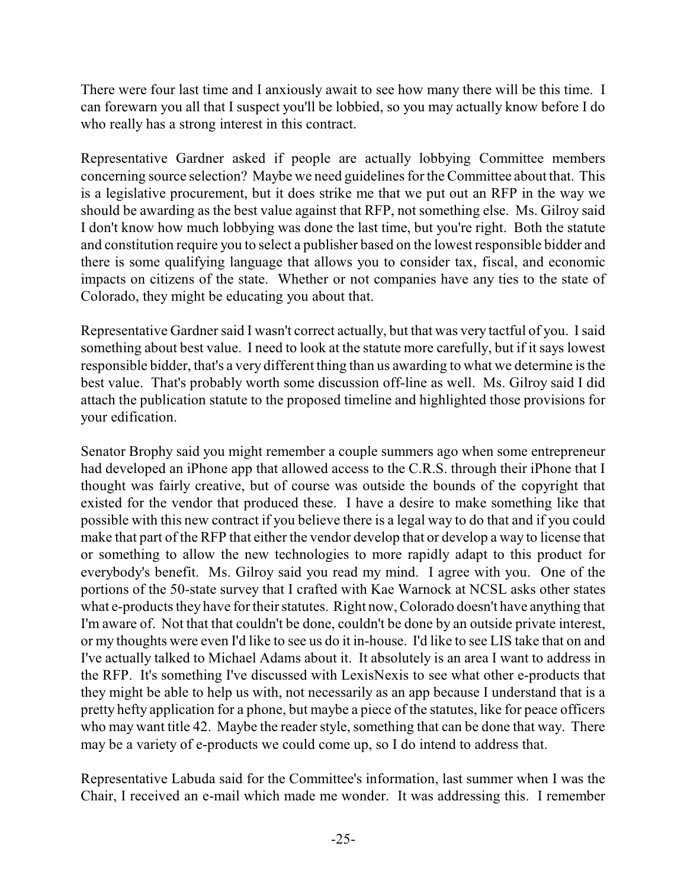There were four last time and I anxiously await to see how many there will be this time. I can forewarn you all that I suspect you'll be lobbied, so you may actually know before I do who really has a strong interest in this contract.

Representative Gardner asked if people are actually lobbying Committee members concerning source selection? Maybe we need guidelines for the Committee about that. This is a legislative procurement, but it does strike me that we put out an RFP in the way we should be awarding as the best value against that RFP, not something else. Ms. Gilroy said I don't know how much lobbying was done the last time, but you're right. Both the statute and constitution require you to select a publisher based on the lowest responsible bidder and there is some qualifying language that allows you to consider tax, fiscal, and economic impacts on citizens of the state. Whether or not companies have any ties to the state of Colorado, they might be educating you about that.

Representative Gardner said I wasn't correct actually, but that was very tactful of you. I said something about best value. I need to look at the statute more carefully, but if it says lowest responsible bidder, that's a very different thing than us awarding to what we determine is the best value. That's probably worth some discussion off-line as well. Ms. Gilroy said I did attach the publication statute to the proposed timeline and highlighted those provisions for your edification.

Senator Brophy said you might remember a couple summers ago when some entrepreneur had developed an iPhone app that allowed access to the C.R.S. through their iPhone that I thought was fairly creative, but of course was outside the bounds of the copyright that existed for the vendor that produced these. I have a desire to make something like that possible with this new contract if you believe there is a legal way to do that and if you could make that part of the RFP that either the vendor develop that or develop a way to license that or something to allow the new technologies to more rapidly adapt to this product for everybody's benefit. Ms. Gilroy said you read my mind. I agree with you. One of the portions of the 50-state survey that I crafted with Kae Warnock at NCSL asks other states what e-products they have for their statutes. Right now, Colorado doesn't have anything that I'm aware of. Not that that couldn't be done, couldn't be done by an outside private interest, or my thoughts were even I'd like to see us do it in-house. I'd like to see LIS take that on and I've actually talked to Michael Adams about it. It absolutely is an area I want to address in the RFP. It's something I've discussed with LexisNexis to see what other e-products that they might be able to help us with, not necessarily as an app because I understand that is a pretty hefty application for a phone, but maybe a piece of the statutes, like for peace officers who may want title 42. Maybe the reader style, something that can be done that way. There may be a variety of e-products we could come up, so I do intend to address that.

Representative Labuda said for the Committee's information, last summer when I was the Chair, I received an e-mail which made me wonder. It was addressing this. I remember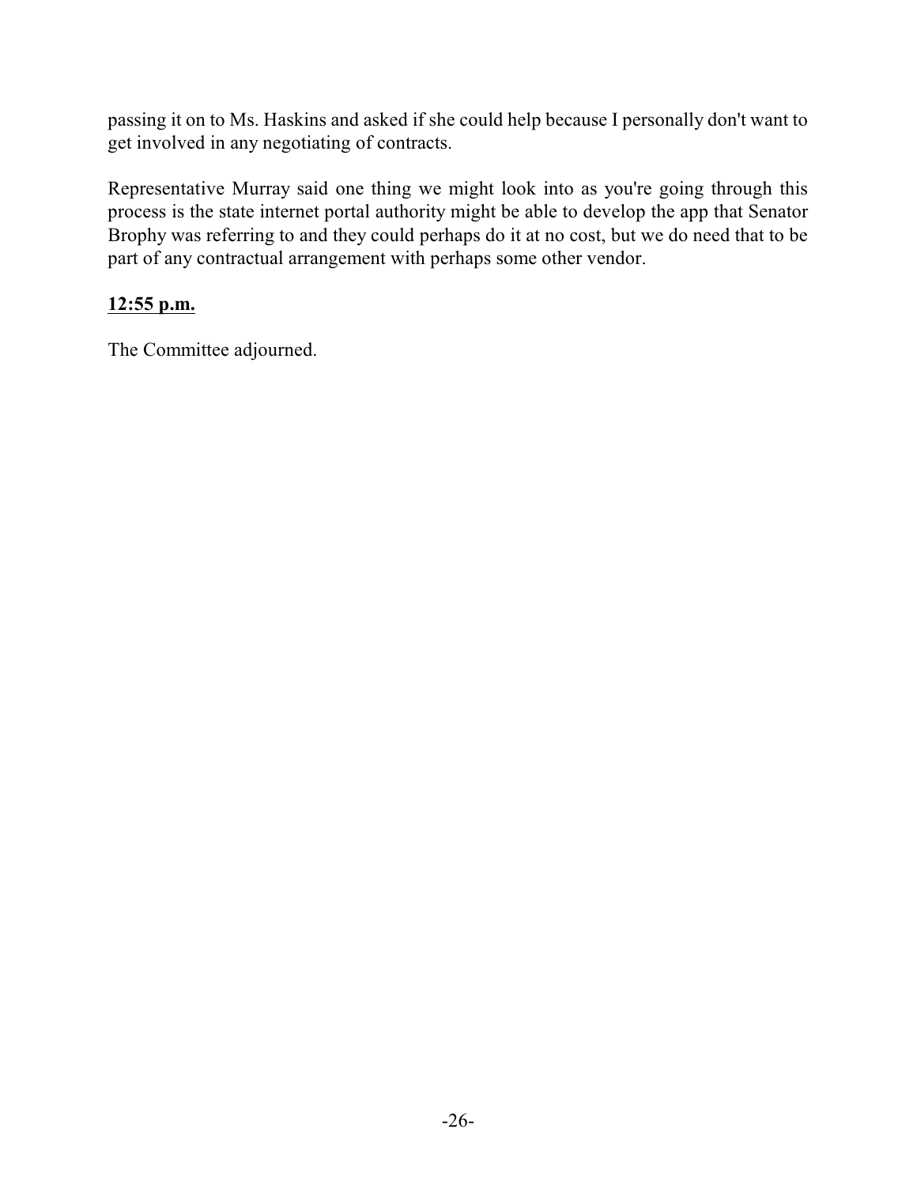passing it on to Ms. Haskins and asked if she could help because I personally don't want to get involved in any negotiating of contracts.

Representative Murray said one thing we might look into as you're going through this process is the state internet portal authority might be able to develop the app that Senator Brophy was referring to and they could perhaps do it at no cost, but we do need that to be part of any contractual arrangement with perhaps some other vendor.

**12:55 p.m.**

The Committee adjourned.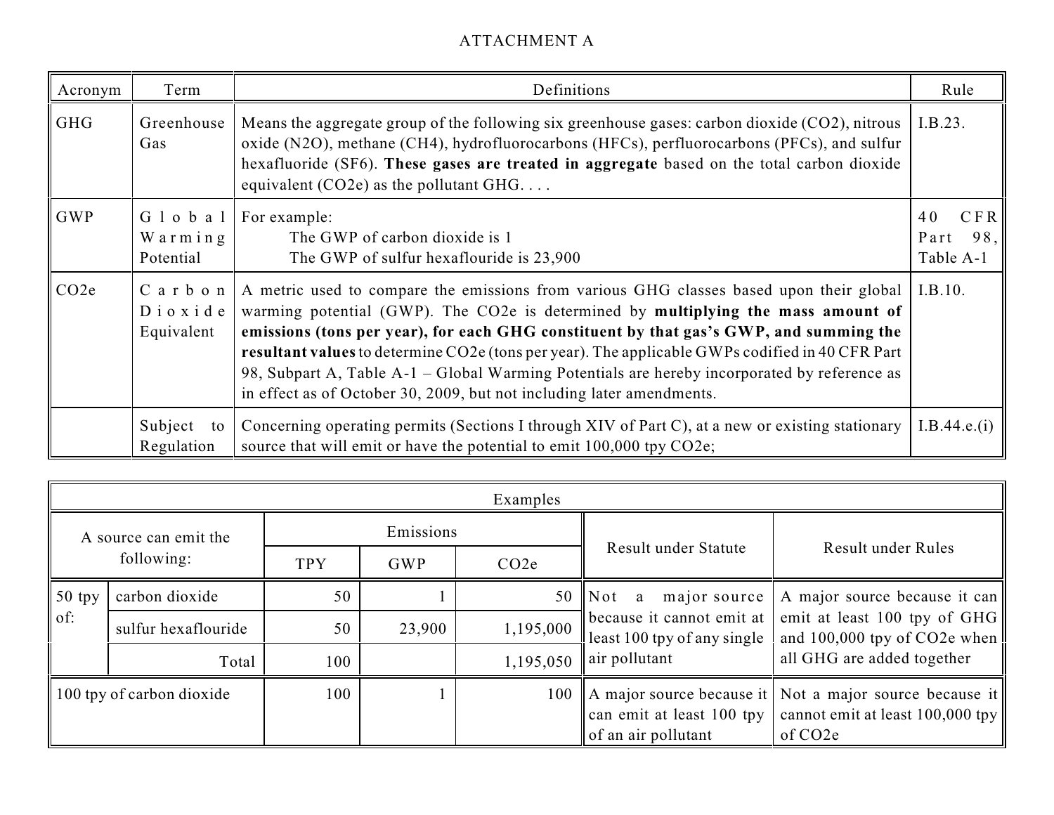ATTACHMENT A

| Acronym | Term | Definitions | Rule |
|---|---|---|---|
| GHG | Greenhouse Gas | Means the aggregate group of the following six greenhouse gases: carbon dioxide (CO2), nitrous oxide (N2O), methane (CH4), hydrofluorocarbons (HFCs), perfluorocarbons (PFCs), and sulfur hexafluoride (SF6). **These gases are treated in aggregate** based on the total carbon dioxide equivalent (CO2e) as the pollutant GHG. . . . | I.B.23. |
| GWP | Global Warming Potential | For example: The GWP of carbon dioxide is 1; The GWP of sulfur hexaflouride is 23,900 | 40 CFR Part 98, Table A-1 |
| CO2e | Carbon Dioxide Equivalent | A metric used to compare the emissions from various GHG classes based upon their global warming potential (GWP). The CO2e is determined by **multiplying the mass amount of emissions (tons per year), for each GHG constituent by that gas's GWP, and summing the resultant values** to determine CO2e (tons per year). The applicable GWPs codified in 40 CFR Part 98, Subpart A, Table A-1 – Global Warming Potentials are hereby incorporated by reference as in effect as of October 30, 2009, but not including later amendments. | I.B.10. |
| | Subject to Regulation | Concerning operating permits (Sections I through XIV of Part C), at a new or existing stationary source that will emit or have the potential to emit 100,000 tpy CO2e; | I.B.44.e.(i) |

| Examples | | | | | | |
|---|---|---|---|---|---|---|
| A source can emit the following: | | Emissions | | | Result under Statute | Result under Rules |
| | | TPY | GWP | CO2e | | |
| 50 tpy of: | carbon dioxide | 50 | 1 | 50 | Not a major source because it cannot emit at least 100 tpy of any single air pollutant | A major source because it can emit at least 100 tpy of GHG and 100,000 tpy of CO2e when all GHG are added together |
| | sulfur hexaflouride | 50 | 23,900 | 1,195,000 | | |
| | Total | 100 | | 1,195,050 | | |
| 100 tpy of carbon dioxide | | 100 | 1 | 100 | A major source because it can emit at least 100 tpy of an air pollutant | Not a major source because it cannot emit at least 100,000 tpy of CO2e |